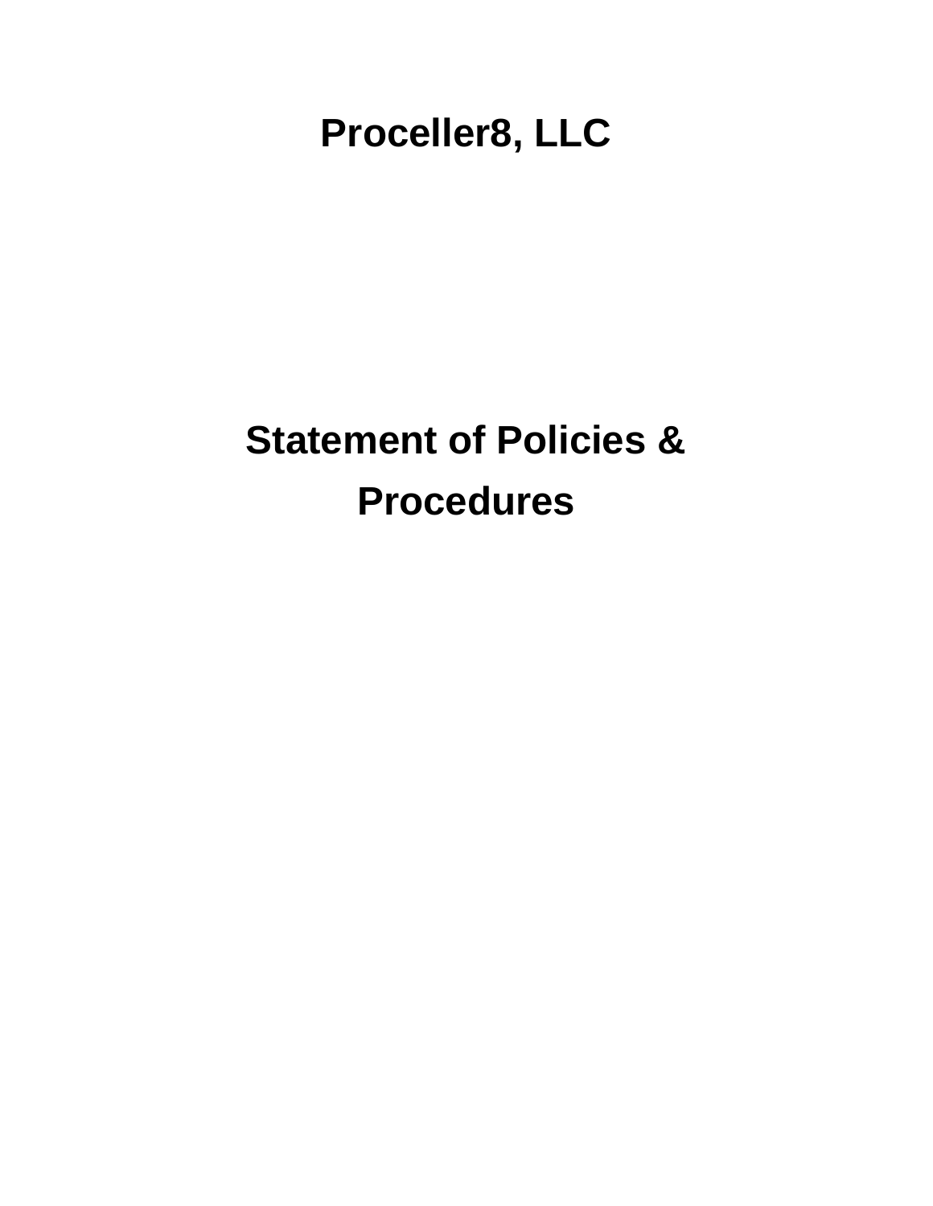# Proceller8, LLC

# Statement of Policies & Procedures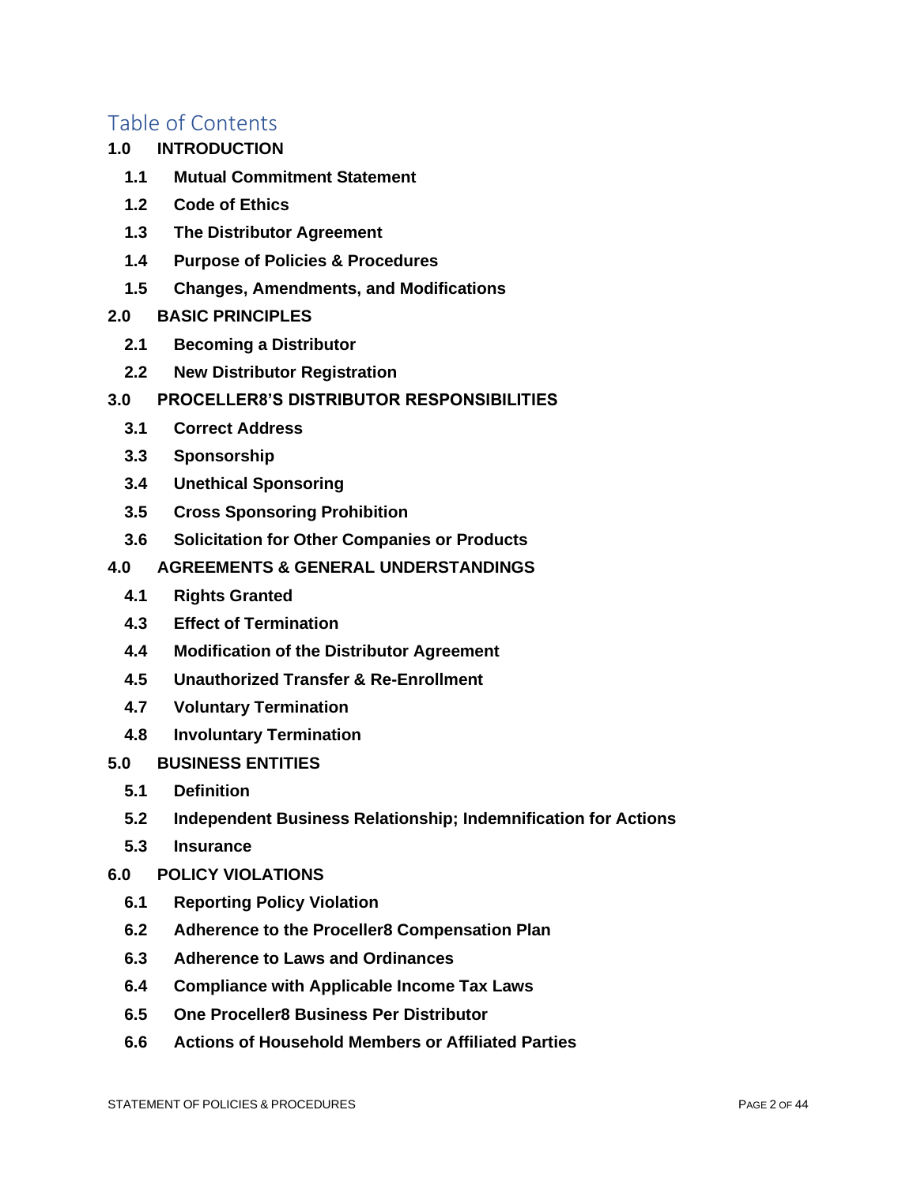# Table of Contents

**1.0 INTRODUCTION**

- **1.1 Mutual Commitment Statement**
- **1.2 Code of Ethics**
- **1.3 The Distributor Agreement**
- **1.4 Purpose of Policies & Procedures**
- **1.5 Changes, Amendments, and Modifications**

**2.0 BASIC PRINCIPLES**

- **2.1 Becoming a Distributor**
- **2.2 New Distributor Registration**

**3.0 PROCELLER8'S DISTRIBUTOR RESPONSIBILITIES**

- **3.1 Correct Address**
- **3.3 Sponsorship**
- **3.4 Unethical Sponsoring**
- **3.5 Cross Sponsoring Prohibition**
- **3.6 Solicitation for Other Companies or Products**

**4.0 AGREEMENTS & GENERAL UNDERSTANDINGS**

- **4.1 Rights Granted**
- **4.3 Effect of Termination**
- **4.4 Modification of the Distributor Agreement**
- **4.5 Unauthorized Transfer & Re-Enrollment**
- **4.7 Voluntary Termination**
- **4.8 Involuntary Termination**

**5.0 BUSINESS ENTITIES**

- **5.1 Definition**
- **5.2 Independent Business Relationship; Indemnification for Actions**
- **5.3 Insurance**

**6.0 POLICY VIOLATIONS**

- **6.1 Reporting Policy Violation**
- **6.2 Adherence to the Proceller8 Compensation Plan**
- **6.3 Adherence to Laws and Ordinances**
- **6.4 Compliance with Applicable Income Tax Laws**
- **6.5 One Proceller8 Business Per Distributor**
- **6.6 Actions of Household Members or Affiliated Parties**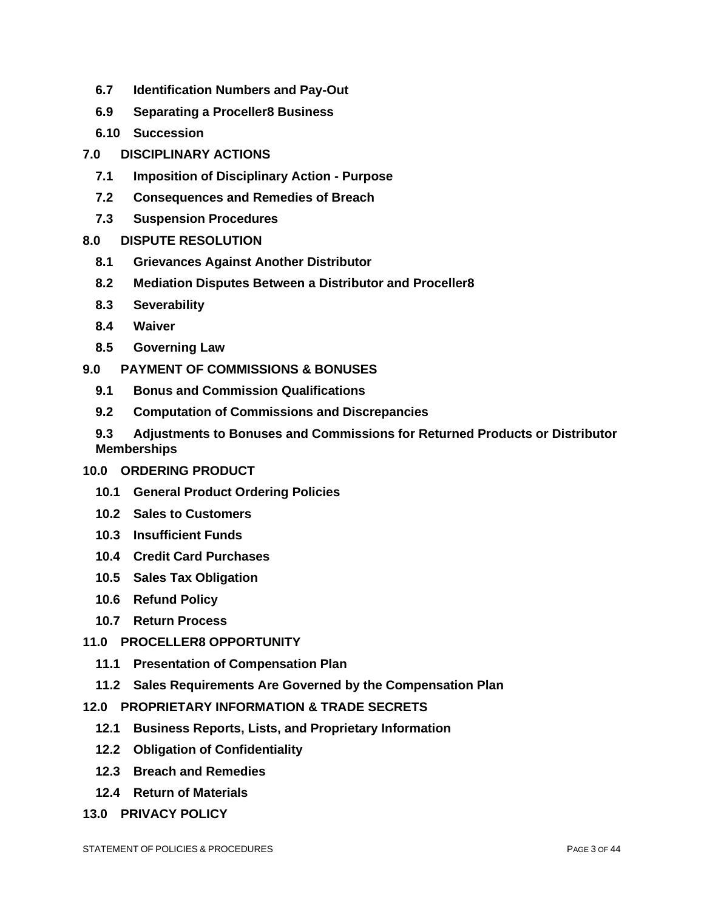- **6.7 Identification Numbers and Pay-Out**
- **6.9 Separating a Proceller8 Business**
- **6.10 Succession**

**7.0 DISCIPLINARY ACTIONS**

- **7.1 Imposition of Disciplinary Action - Purpose**
- **7.2 Consequences and Remedies of Breach**
- **7.3 Suspension Procedures**

**8.0 DISPUTE RESOLUTION**

- **8.1 Grievances Against Another Distributor**
- **8.2 Mediation Disputes Between a Distributor and Proceller8**
- **8.3 Severability**
- **8.4 Waiver**
- **8.5 Governing Law**

**9.0 PAYMENT OF COMMISSIONS & BONUSES**

- **9.1 Bonus and Commission Qualifications**
- **9.2 Computation of Commissions and Discrepancies**
- **9.3 Adjustments to Bonuses and Commissions for Returned Products or Distributor Memberships**

**10.0 ORDERING PRODUCT**

- **10.1 General Product Ordering Policies**
- **10.2 Sales to Customers**
- **10.3 Insufficient Funds**
- **10.4 Credit Card Purchases**
- **10.5 Sales Tax Obligation**
- **10.6 Refund Policy**
- **10.7 Return Process**

**11.0 PROCELLER8 OPPORTUNITY**

- **11.1 Presentation of Compensation Plan**
- **11.2 Sales Requirements Are Governed by the Compensation Plan**

**12.0 PROPRIETARY INFORMATION & TRADE SECRETS**

- **12.1 Business Reports, Lists, and Proprietary Information**
- **12.2 Obligation of Confidentiality**
- **12.3 Breach and Remedies**
- **12.4 Return of Materials**

**13.0 PRIVACY POLICY**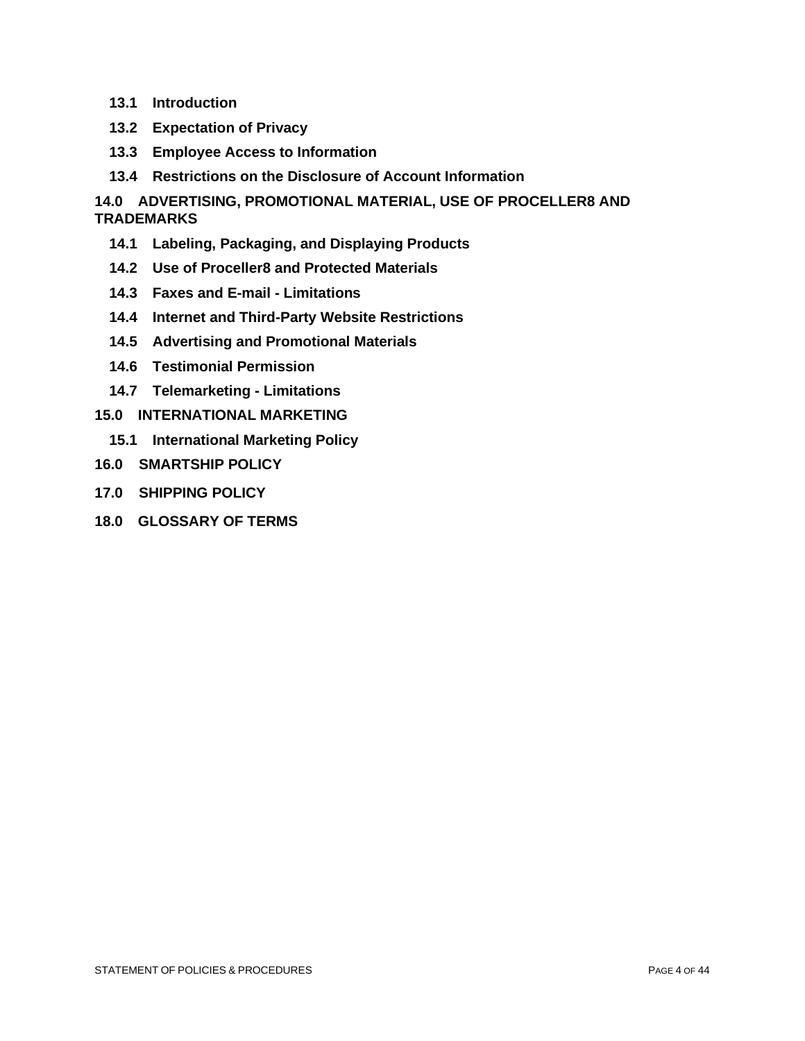**13.1 Introduction**

**13.2 Expectation of Privacy**

**13.3 Employee Access to Information**

**13.4 Restrictions on the Disclosure of Account Information**

**14.0 ADVERTISING, PROMOTIONAL MATERIAL, USE OF PROCELLER8 AND TRADEMARKS**

**14.1 Labeling, Packaging, and Displaying Products**

**14.2 Use of Proceller8 and Protected Materials**

**14.3 Faxes and E-mail - Limitations**

**14.4 Internet and Third-Party Website Restrictions**

**14.5 Advertising and Promotional Materials**

**14.6 Testimonial Permission**

**14.7 Telemarketing - Limitations**

**15.0 INTERNATIONAL MARKETING**

**15.1 International Marketing Policy**

**16.0 SMARTSHIP POLICY**

**17.0 SHIPPING POLICY**

**18.0 GLOSSARY OF TERMS**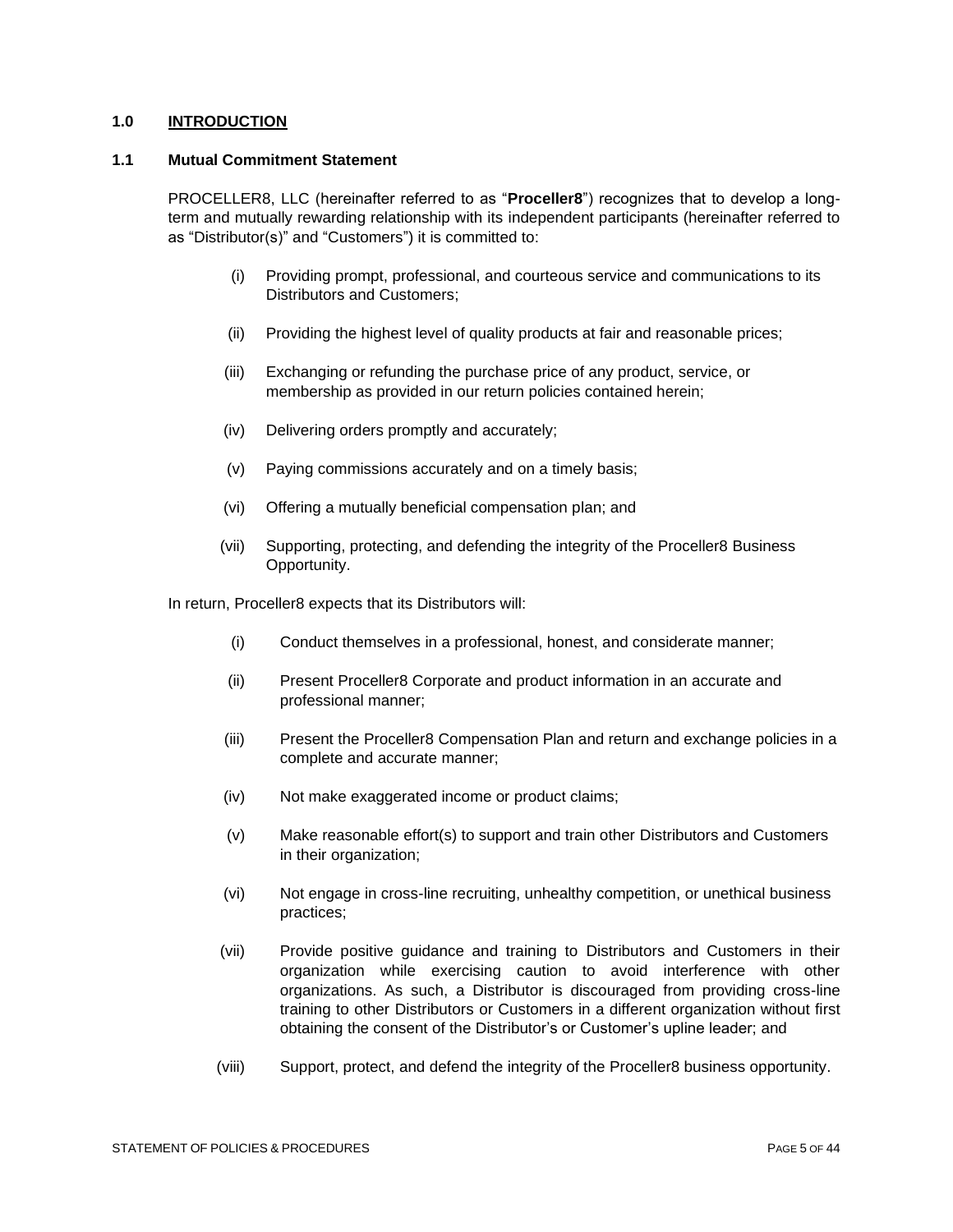## 1.0 INTRODUCTION

### 1.1 Mutual Commitment Statement

PROCELLER8, LLC (hereinafter referred to as "**Proceller8**") recognizes that to develop a long-term and mutually rewarding relationship with its independent participants (hereinafter referred to as "Distributor(s)" and "Customers") it is committed to:

(i) Providing prompt, professional, and courteous service and communications to its Distributors and Customers;

(ii) Providing the highest level of quality products at fair and reasonable prices;

(iii) Exchanging or refunding the purchase price of any product, service, or membership as provided in our return policies contained herein;

(iv) Delivering orders promptly and accurately;

(v) Paying commissions accurately and on a timely basis;

(vi) Offering a mutually beneficial compensation plan; and

(vii) Supporting, protecting, and defending the integrity of the Proceller8 Business Opportunity.

In return, Proceller8 expects that its Distributors will:

(i) Conduct themselves in a professional, honest, and considerate manner;

(ii) Present Proceller8 Corporate and product information in an accurate and professional manner;

(iii) Present the Proceller8 Compensation Plan and return and exchange policies in a complete and accurate manner;

(iv) Not make exaggerated income or product claims;

(v) Make reasonable effort(s) to support and train other Distributors and Customers in their organization;

(vi) Not engage in cross-line recruiting, unhealthy competition, or unethical business practices;

(vii) Provide positive guidance and training to Distributors and Customers in their organization while exercising caution to avoid interference with other organizations. As such, a Distributor is discouraged from providing cross-line training to other Distributors or Customers in a different organization without first obtaining the consent of the Distributor's or Customer's upline leader; and

(viii) Support, protect, and defend the integrity of the Proceller8 business opportunity.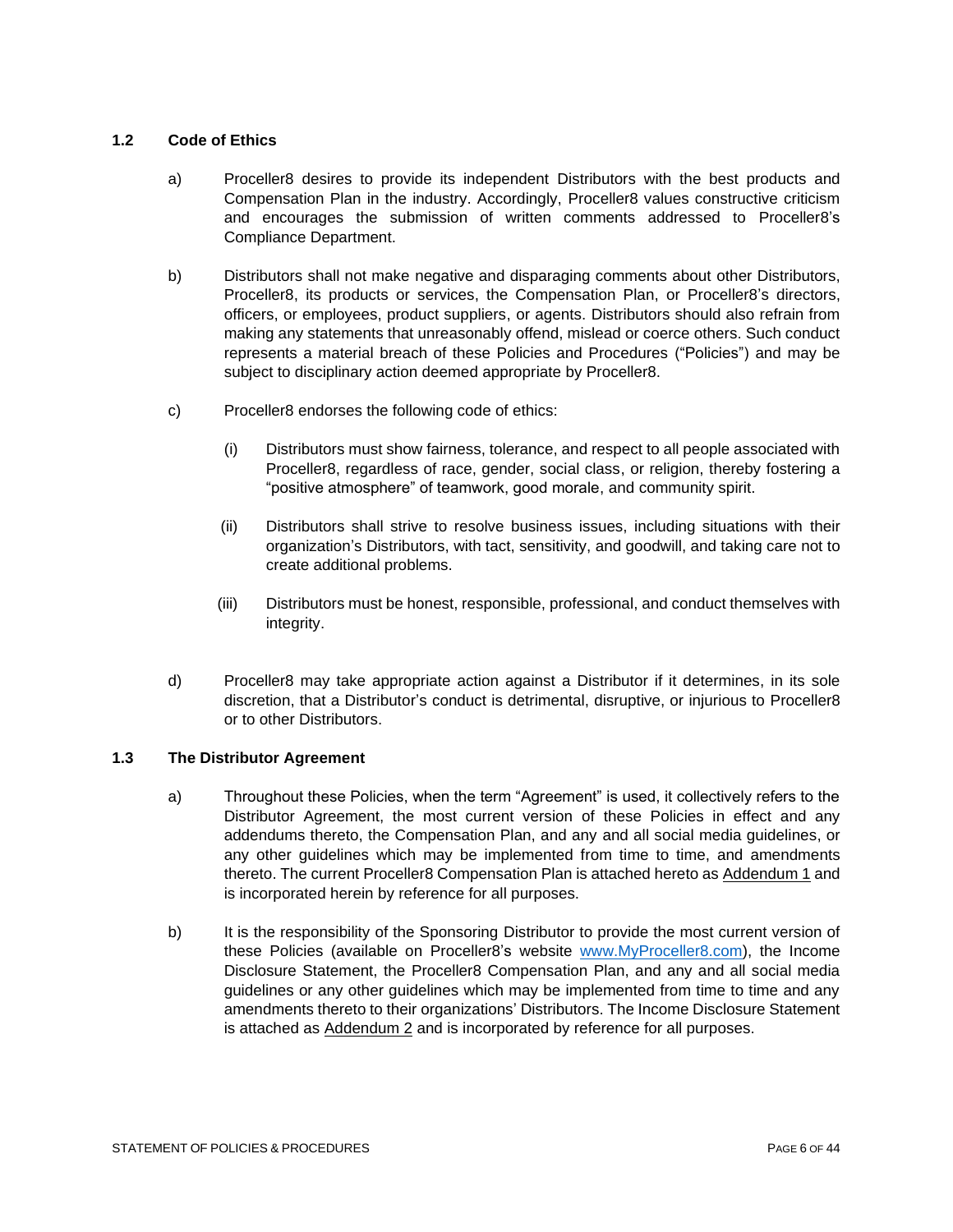### 1.2 Code of Ethics

a) Proceller8 desires to provide its independent Distributors with the best products and Compensation Plan in the industry. Accordingly, Proceller8 values constructive criticism and encourages the submission of written comments addressed to Proceller8's Compliance Department.

b) Distributors shall not make negative and disparaging comments about other Distributors, Proceller8, its products or services, the Compensation Plan, or Proceller8's directors, officers, or employees, product suppliers, or agents. Distributors should also refrain from making any statements that unreasonably offend, mislead or coerce others. Such conduct represents a material breach of these Policies and Procedures ("Policies") and may be subject to disciplinary action deemed appropriate by Proceller8.

c) Proceller8 endorses the following code of ethics:

   (i) Distributors must show fairness, tolerance, and respect to all people associated with Proceller8, regardless of race, gender, social class, or religion, thereby fostering a "positive atmosphere" of teamwork, good morale, and community spirit.

   (ii) Distributors shall strive to resolve business issues, including situations with their organization's Distributors, with tact, sensitivity, and goodwill, and taking care not to create additional problems.

   (iii) Distributors must be honest, responsible, professional, and conduct themselves with integrity.

d) Proceller8 may take appropriate action against a Distributor if it determines, in its sole discretion, that a Distributor's conduct is detrimental, disruptive, or injurious to Proceller8 or to other Distributors.

### 1.3 The Distributor Agreement

a) Throughout these Policies, when the term "Agreement" is used, it collectively refers to the Distributor Agreement, the most current version of these Policies in effect and any addendums thereto, the Compensation Plan, and any and all social media guidelines, or any other guidelines which may be implemented from time to time, and amendments thereto. The current Proceller8 Compensation Plan is attached hereto as Addendum 1 and is incorporated herein by reference for all purposes.

b) It is the responsibility of the Sponsoring Distributor to provide the most current version of these Policies (available on Proceller8's website www.MyProceller8.com), the Income Disclosure Statement, the Proceller8 Compensation Plan, and any and all social media guidelines or any other guidelines which may be implemented from time to time and any amendments thereto to their organizations' Distributors. The Income Disclosure Statement is attached as Addendum 2 and is incorporated by reference for all purposes.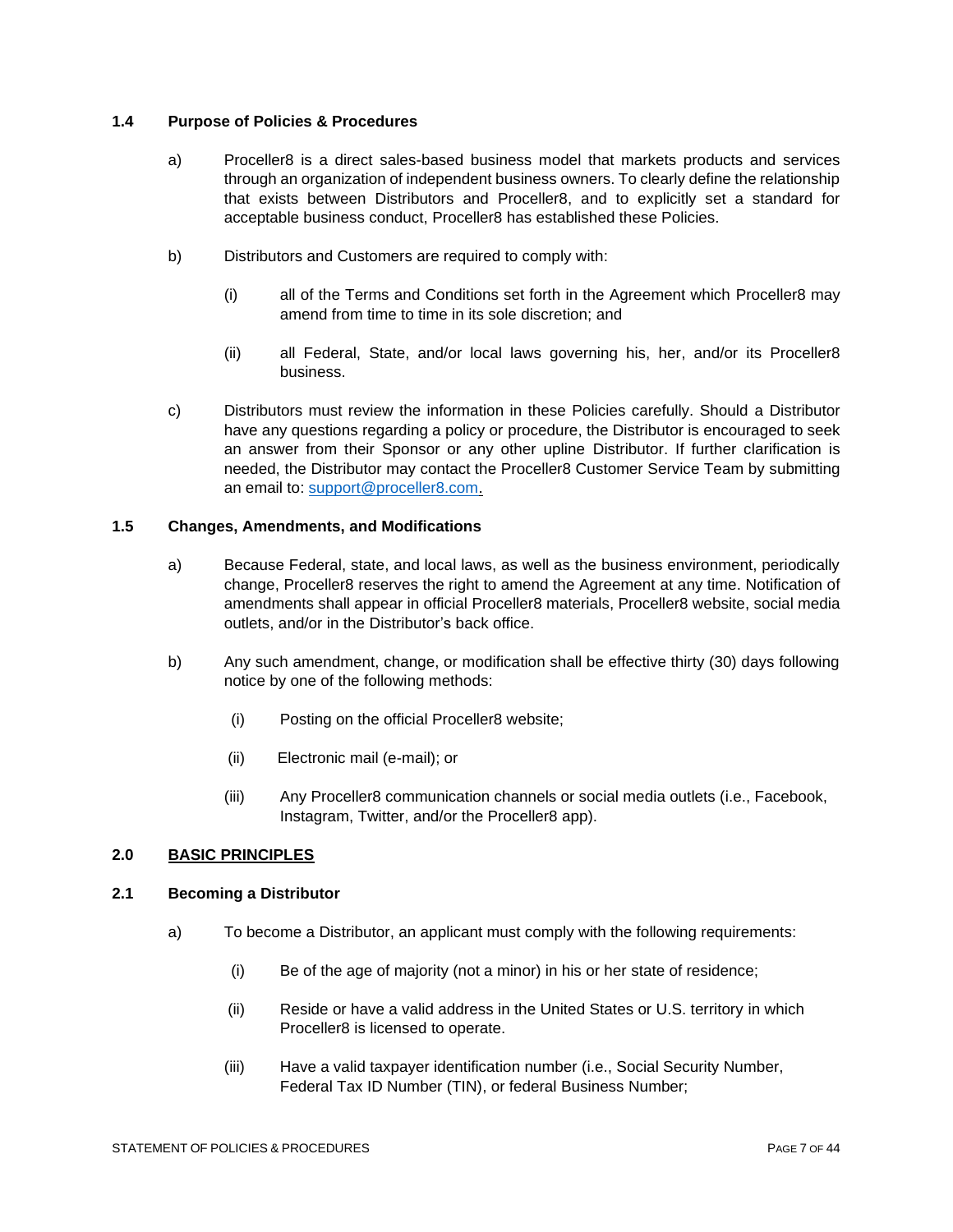### 1.4 Purpose of Policies & Procedures

a) Proceller8 is a direct sales-based business model that markets products and services through an organization of independent business owners. To clearly define the relationship that exists between Distributors and Proceller8, and to explicitly set a standard for acceptable business conduct, Proceller8 has established these Policies.

b) Distributors and Customers are required to comply with:

(i) all of the Terms and Conditions set forth in the Agreement which Proceller8 may amend from time to time in its sole discretion; and

(ii) all Federal, State, and/or local laws governing his, her, and/or its Proceller8 business.

c) Distributors must review the information in these Policies carefully. Should a Distributor have any questions regarding a policy or procedure, the Distributor is encouraged to seek an answer from their Sponsor or any other upline Distributor. If further clarification is needed, the Distributor may contact the Proceller8 Customer Service Team by submitting an email to: support@proceller8.com.

### 1.5 Changes, Amendments, and Modifications

a) Because Federal, state, and local laws, as well as the business environment, periodically change, Proceller8 reserves the right to amend the Agreement at any time. Notification of amendments shall appear in official Proceller8 materials, Proceller8 website, social media outlets, and/or in the Distributor's back office.

b) Any such amendment, change, or modification shall be effective thirty (30) days following notice by one of the following methods:

(i) Posting on the official Proceller8 website;

(ii) Electronic mail (e-mail); or

(iii) Any Proceller8 communication channels or social media outlets (i.e., Facebook, Instagram, Twitter, and/or the Proceller8 app).

## 2.0 BASIC PRINCIPLES

### 2.1 Becoming a Distributor

a) To become a Distributor, an applicant must comply with the following requirements:

(i) Be of the age of majority (not a minor) in his or her state of residence;

(ii) Reside or have a valid address in the United States or U.S. territory in which Proceller8 is licensed to operate.

(iii) Have a valid taxpayer identification number (i.e., Social Security Number, Federal Tax ID Number (TIN), or federal Business Number;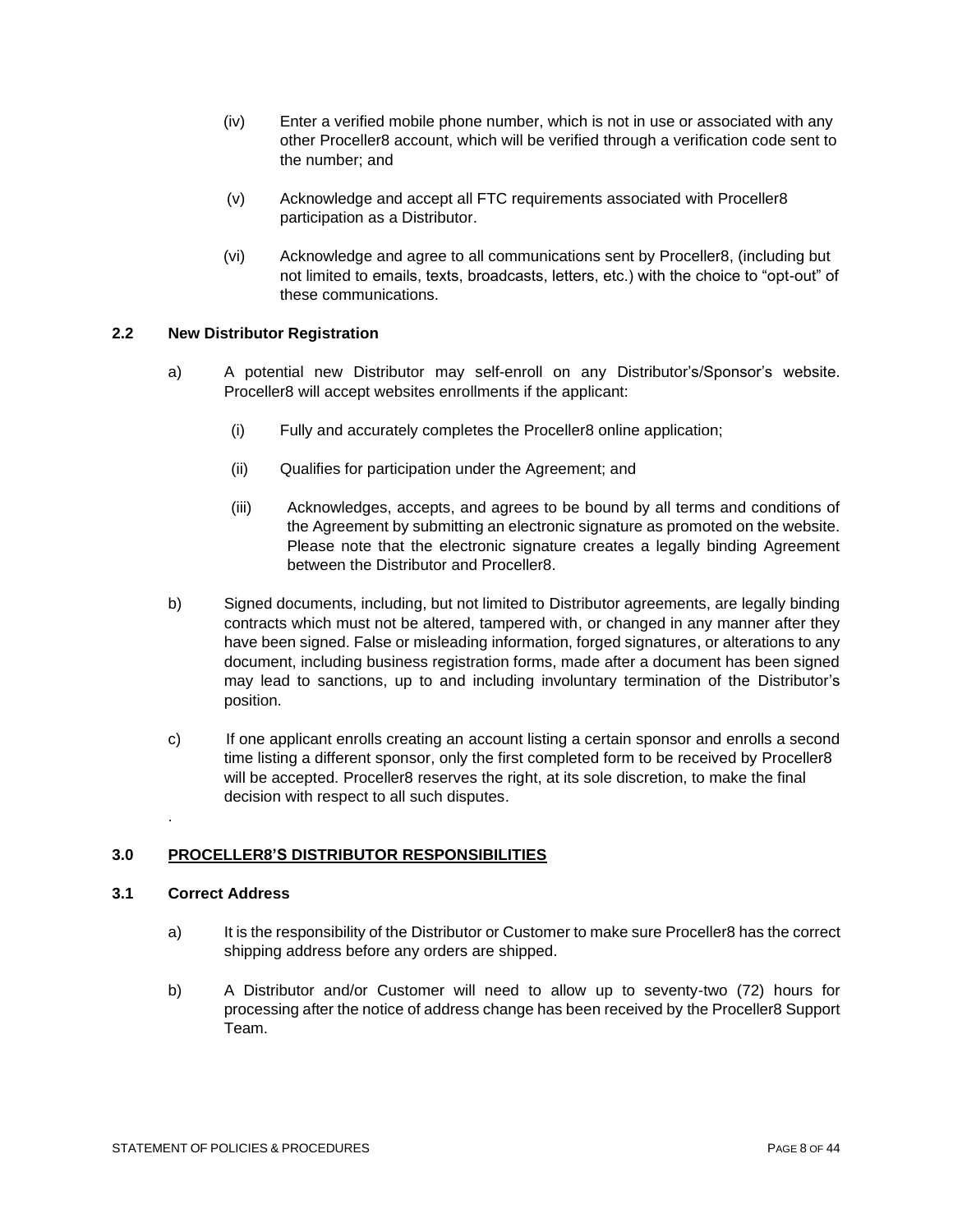(iv) Enter a verified mobile phone number, which is not in use or associated with any other Proceller8 account, which will be verified through a verification code sent to the number; and

(v) Acknowledge and accept all FTC requirements associated with Proceller8 participation as a Distributor.

(vi) Acknowledge and agree to all communications sent by Proceller8, (including but not limited to emails, texts, broadcasts, letters, etc.) with the choice to "opt-out" of these communications.

### 2.2 New Distributor Registration

a) A potential new Distributor may self-enroll on any Distributor's/Sponsor's website. Proceller8 will accept websites enrollments if the applicant:

(i) Fully and accurately completes the Proceller8 online application;

(ii) Qualifies for participation under the Agreement; and

(iii) Acknowledges, accepts, and agrees to be bound by all terms and conditions of the Agreement by submitting an electronic signature as promoted on the website. Please note that the electronic signature creates a legally binding Agreement between the Distributor and Proceller8.

b) Signed documents, including, but not limited to Distributor agreements, are legally binding contracts which must not be altered, tampered with, or changed in any manner after they have been signed. False or misleading information, forged signatures, or alterations to any document, including business registration forms, made after a document has been signed may lead to sanctions, up to and including involuntary termination of the Distributor's position.

c) If one applicant enrolls creating an account listing a certain sponsor and enrolls a second time listing a different sponsor, only the first completed form to be received by Proceller8 will be accepted. Proceller8 reserves the right, at its sole discretion, to make the final decision with respect to all such disputes.

.

## 3.0 <u>PROCELLER8'S DISTRIBUTOR RESPONSIBILITIES</u>

### 3.1 Correct Address

a) It is the responsibility of the Distributor or Customer to make sure Proceller8 has the correct shipping address before any orders are shipped.

b) A Distributor and/or Customer will need to allow up to seventy-two (72) hours for processing after the notice of address change has been received by the Proceller8 Support Team.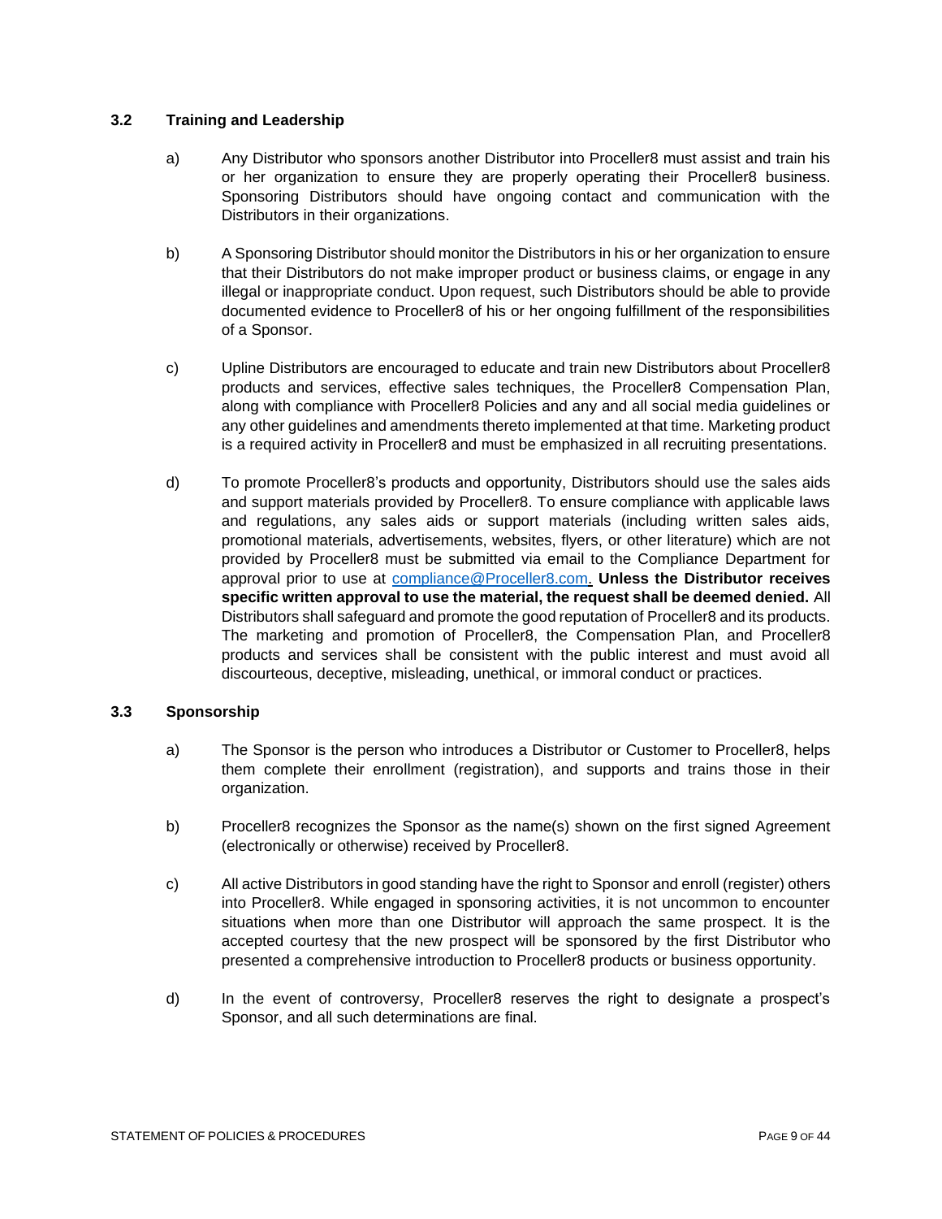### 3.2 Training and Leadership

a) Any Distributor who sponsors another Distributor into Proceller8 must assist and train his or her organization to ensure they are properly operating their Proceller8 business. Sponsoring Distributors should have ongoing contact and communication with the Distributors in their organizations.

b) A Sponsoring Distributor should monitor the Distributors in his or her organization to ensure that their Distributors do not make improper product or business claims, or engage in any illegal or inappropriate conduct. Upon request, such Distributors should be able to provide documented evidence to Proceller8 of his or her ongoing fulfillment of the responsibilities of a Sponsor.

c) Upline Distributors are encouraged to educate and train new Distributors about Proceller8 products and services, effective sales techniques, the Proceller8 Compensation Plan, along with compliance with Proceller8 Policies and any and all social media guidelines or any other guidelines and amendments thereto implemented at that time. Marketing product is a required activity in Proceller8 and must be emphasized in all recruiting presentations.

d) To promote Proceller8's products and opportunity, Distributors should use the sales aids and support materials provided by Proceller8. To ensure compliance with applicable laws and regulations, any sales aids or support materials (including written sales aids, promotional materials, advertisements, websites, flyers, or other literature) which are not provided by Proceller8 must be submitted via email to the Compliance Department for approval prior to use at compliance@Proceller8.com. **Unless the Distributor receives specific written approval to use the material, the request shall be deemed denied.** All Distributors shall safeguard and promote the good reputation of Proceller8 and its products. The marketing and promotion of Proceller8, the Compensation Plan, and Proceller8 products and services shall be consistent with the public interest and must avoid all discourteous, deceptive, misleading, unethical, or immoral conduct or practices.

### 3.3 Sponsorship

a) The Sponsor is the person who introduces a Distributor or Customer to Proceller8, helps them complete their enrollment (registration), and supports and trains those in their organization.

b) Proceller8 recognizes the Sponsor as the name(s) shown on the first signed Agreement (electronically or otherwise) received by Proceller8.

c) All active Distributors in good standing have the right to Sponsor and enroll (register) others into Proceller8. While engaged in sponsoring activities, it is not uncommon to encounter situations when more than one Distributor will approach the same prospect. It is the accepted courtesy that the new prospect will be sponsored by the first Distributor who presented a comprehensive introduction to Proceller8 products or business opportunity.

d) In the event of controversy, Proceller8 reserves the right to designate a prospect's Sponsor, and all such determinations are final.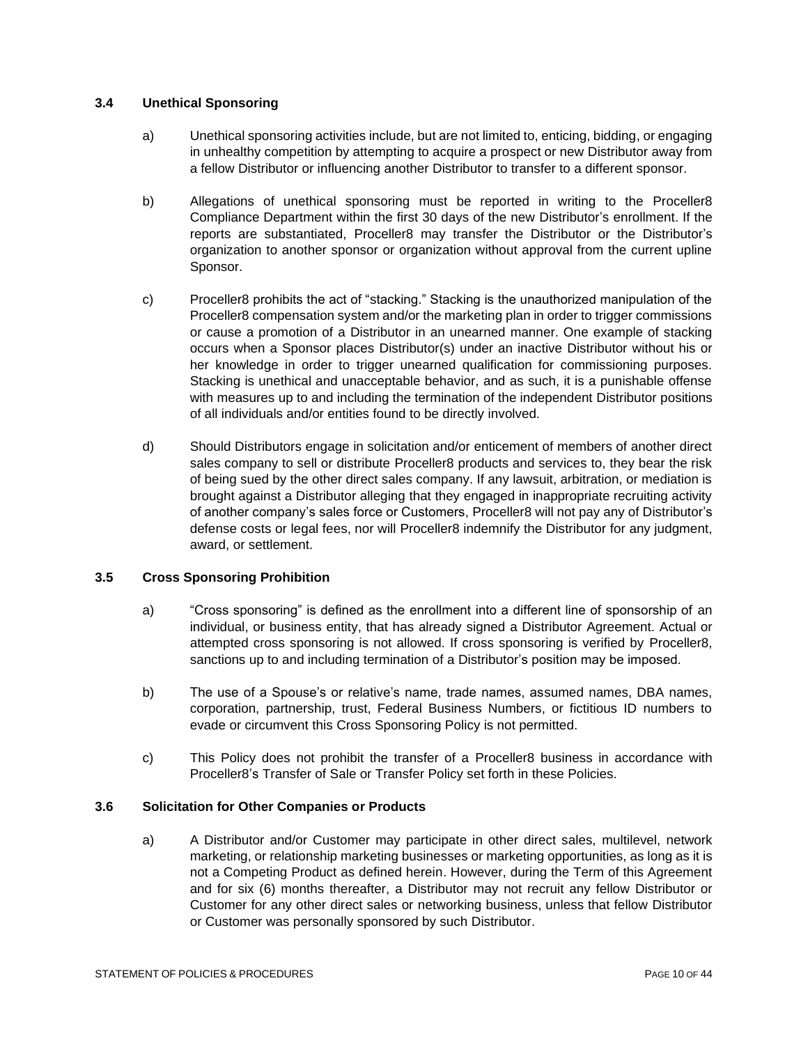### 3.4 Unethical Sponsoring

a) Unethical sponsoring activities include, but are not limited to, enticing, bidding, or engaging in unhealthy competition by attempting to acquire a prospect or new Distributor away from a fellow Distributor or influencing another Distributor to transfer to a different sponsor.

b) Allegations of unethical sponsoring must be reported in writing to the Proceller8 Compliance Department within the first 30 days of the new Distributor's enrollment. If the reports are substantiated, Proceller8 may transfer the Distributor or the Distributor's organization to another sponsor or organization without approval from the current upline Sponsor.

c) Proceller8 prohibits the act of "stacking." Stacking is the unauthorized manipulation of the Proceller8 compensation system and/or the marketing plan in order to trigger commissions or cause a promotion of a Distributor in an unearned manner. One example of stacking occurs when a Sponsor places Distributor(s) under an inactive Distributor without his or her knowledge in order to trigger unearned qualification for commissioning purposes. Stacking is unethical and unacceptable behavior, and as such, it is a punishable offense with measures up to and including the termination of the independent Distributor positions of all individuals and/or entities found to be directly involved.

d) Should Distributors engage in solicitation and/or enticement of members of another direct sales company to sell or distribute Proceller8 products and services to, they bear the risk of being sued by the other direct sales company. If any lawsuit, arbitration, or mediation is brought against a Distributor alleging that they engaged in inappropriate recruiting activity of another company's sales force or Customers, Proceller8 will not pay any of Distributor's defense costs or legal fees, nor will Proceller8 indemnify the Distributor for any judgment, award, or settlement.

### 3.5 Cross Sponsoring Prohibition

a) "Cross sponsoring" is defined as the enrollment into a different line of sponsorship of an individual, or business entity, that has already signed a Distributor Agreement. Actual or attempted cross sponsoring is not allowed. If cross sponsoring is verified by Proceller8, sanctions up to and including termination of a Distributor's position may be imposed.

b) The use of a Spouse's or relative's name, trade names, assumed names, DBA names, corporation, partnership, trust, Federal Business Numbers, or fictitious ID numbers to evade or circumvent this Cross Sponsoring Policy is not permitted.

c) This Policy does not prohibit the transfer of a Proceller8 business in accordance with Proceller8's Transfer of Sale or Transfer Policy set forth in these Policies.

### 3.6 Solicitation for Other Companies or Products

a) A Distributor and/or Customer may participate in other direct sales, multilevel, network marketing, or relationship marketing businesses or marketing opportunities, as long as it is not a Competing Product as defined herein. However, during the Term of this Agreement and for six (6) months thereafter, a Distributor may not recruit any fellow Distributor or Customer for any other direct sales or networking business, unless that fellow Distributor or Customer was personally sponsored by such Distributor.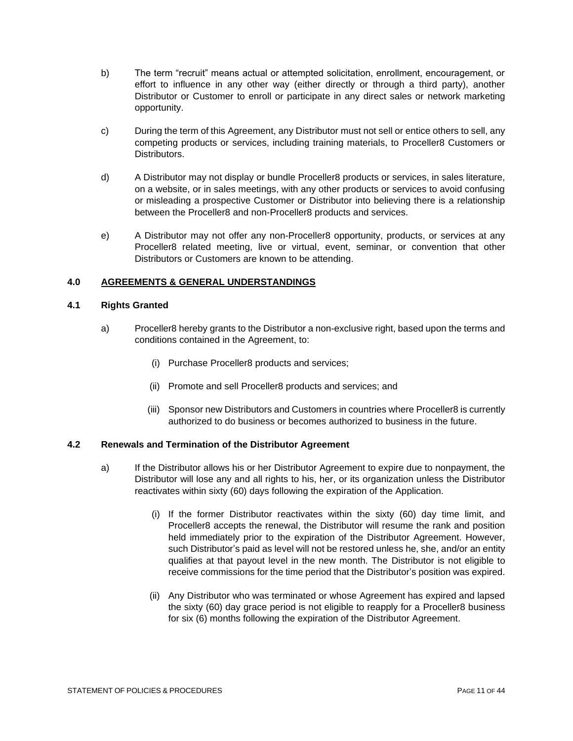b) The term "recruit" means actual or attempted solicitation, enrollment, encouragement, or effort to influence in any other way (either directly or through a third party), another Distributor or Customer to enroll or participate in any direct sales or network marketing opportunity.

c) During the term of this Agreement, any Distributor must not sell or entice others to sell, any competing products or services, including training materials, to Proceller8 Customers or Distributors.

d) A Distributor may not display or bundle Proceller8 products or services, in sales literature, on a website, or in sales meetings, with any other products or services to avoid confusing or misleading a prospective Customer or Distributor into believing there is a relationship between the Proceller8 and non-Proceller8 products and services.

e) A Distributor may not offer any non-Proceller8 opportunity, products, or services at any Proceller8 related meeting, live or virtual, event, seminar, or convention that other Distributors or Customers are known to be attending.

## 4.0 AGREEMENTS & GENERAL UNDERSTANDINGS

### 4.1 Rights Granted

a) Proceller8 hereby grants to the Distributor a non-exclusive right, based upon the terms and conditions contained in the Agreement, to:

   (i) Purchase Proceller8 products and services;

   (ii) Promote and sell Proceller8 products and services; and

   (iii) Sponsor new Distributors and Customers in countries where Proceller8 is currently authorized to do business or becomes authorized to business in the future.

### 4.2 Renewals and Termination of the Distributor Agreement

a) If the Distributor allows his or her Distributor Agreement to expire due to nonpayment, the Distributor will lose any and all rights to his, her, or its organization unless the Distributor reactivates within sixty (60) days following the expiration of the Application.

   (i) If the former Distributor reactivates within the sixty (60) day time limit, and Proceller8 accepts the renewal, the Distributor will resume the rank and position held immediately prior to the expiration of the Distributor Agreement. However, such Distributor's paid as level will not be restored unless he, she, and/or an entity qualifies at that payout level in the new month. The Distributor is not eligible to receive commissions for the time period that the Distributor's position was expired.

   (ii) Any Distributor who was terminated or whose Agreement has expired and lapsed the sixty (60) day grace period is not eligible to reapply for a Proceller8 business for six (6) months following the expiration of the Distributor Agreement.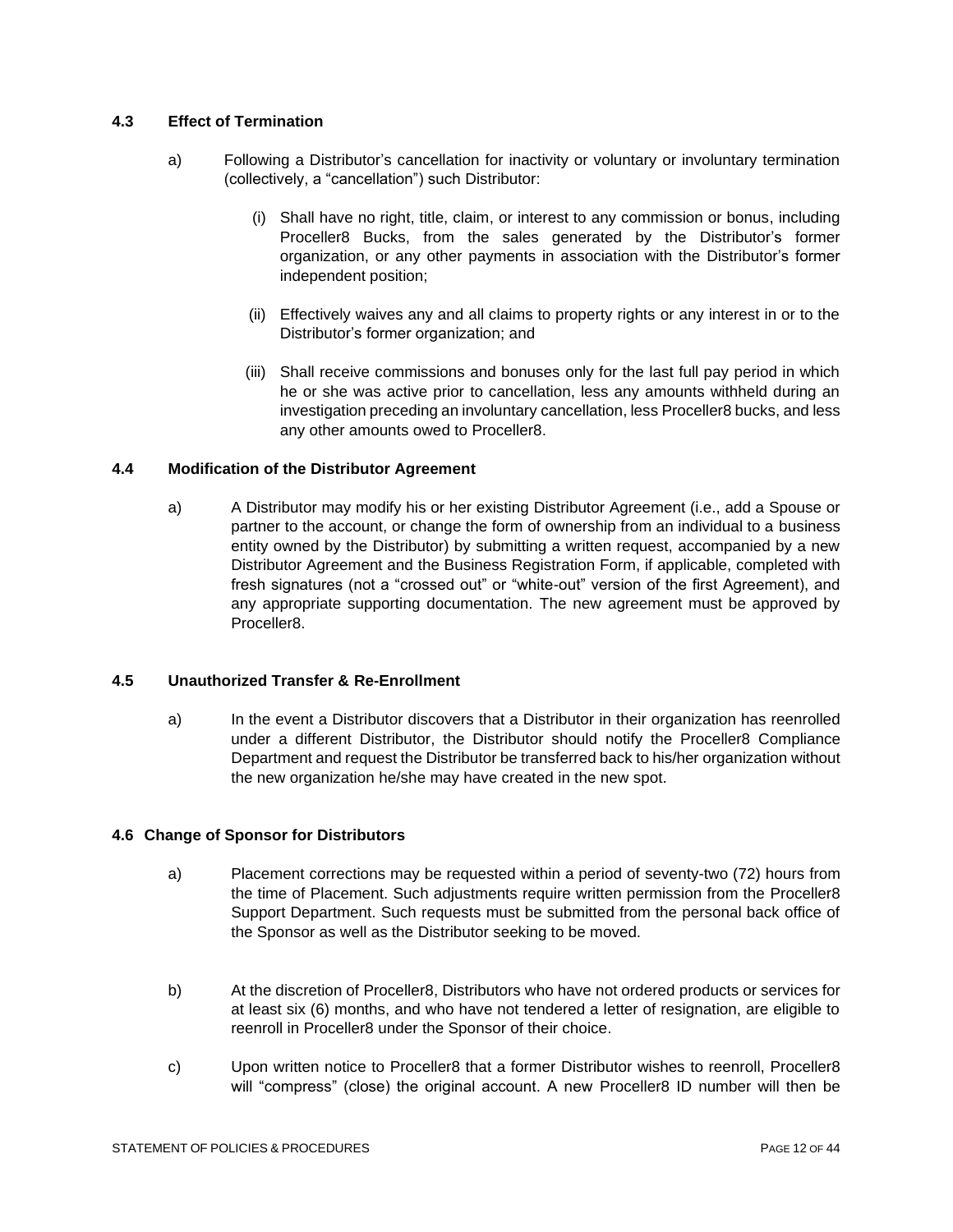### 4.3 Effect of Termination

a) Following a Distributor's cancellation for inactivity or voluntary or involuntary termination (collectively, a "cancellation") such Distributor:

(i) Shall have no right, title, claim, or interest to any commission or bonus, including Proceller8 Bucks, from the sales generated by the Distributor's former organization, or any other payments in association with the Distributor's former independent position;

(ii) Effectively waives any and all claims to property rights or any interest in or to the Distributor's former organization; and

(iii) Shall receive commissions and bonuses only for the last full pay period in which he or she was active prior to cancellation, less any amounts withheld during an investigation preceding an involuntary cancellation, less Proceller8 bucks, and less any other amounts owed to Proceller8.

### 4.4 Modification of the Distributor Agreement

a) A Distributor may modify his or her existing Distributor Agreement (i.e., add a Spouse or partner to the account, or change the form of ownership from an individual to a business entity owned by the Distributor) by submitting a written request, accompanied by a new Distributor Agreement and the Business Registration Form, if applicable, completed with fresh signatures (not a "crossed out" or "white-out" version of the first Agreement), and any appropriate supporting documentation. The new agreement must be approved by Proceller8.

### 4.5 Unauthorized Transfer & Re-Enrollment

a) In the event a Distributor discovers that a Distributor in their organization has reenrolled under a different Distributor, the Distributor should notify the Proceller8 Compliance Department and request the Distributor be transferred back to his/her organization without the new organization he/she may have created in the new spot.

### 4.6 Change of Sponsor for Distributors

a) Placement corrections may be requested within a period of seventy-two (72) hours from the time of Placement. Such adjustments require written permission from the Proceller8 Support Department. Such requests must be submitted from the personal back office of the Sponsor as well as the Distributor seeking to be moved.

b) At the discretion of Proceller8, Distributors who have not ordered products or services for at least six (6) months, and who have not tendered a letter of resignation, are eligible to reenroll in Proceller8 under the Sponsor of their choice.

c) Upon written notice to Proceller8 that a former Distributor wishes to reenroll, Proceller8 will "compress" (close) the original account. A new Proceller8 ID number will then be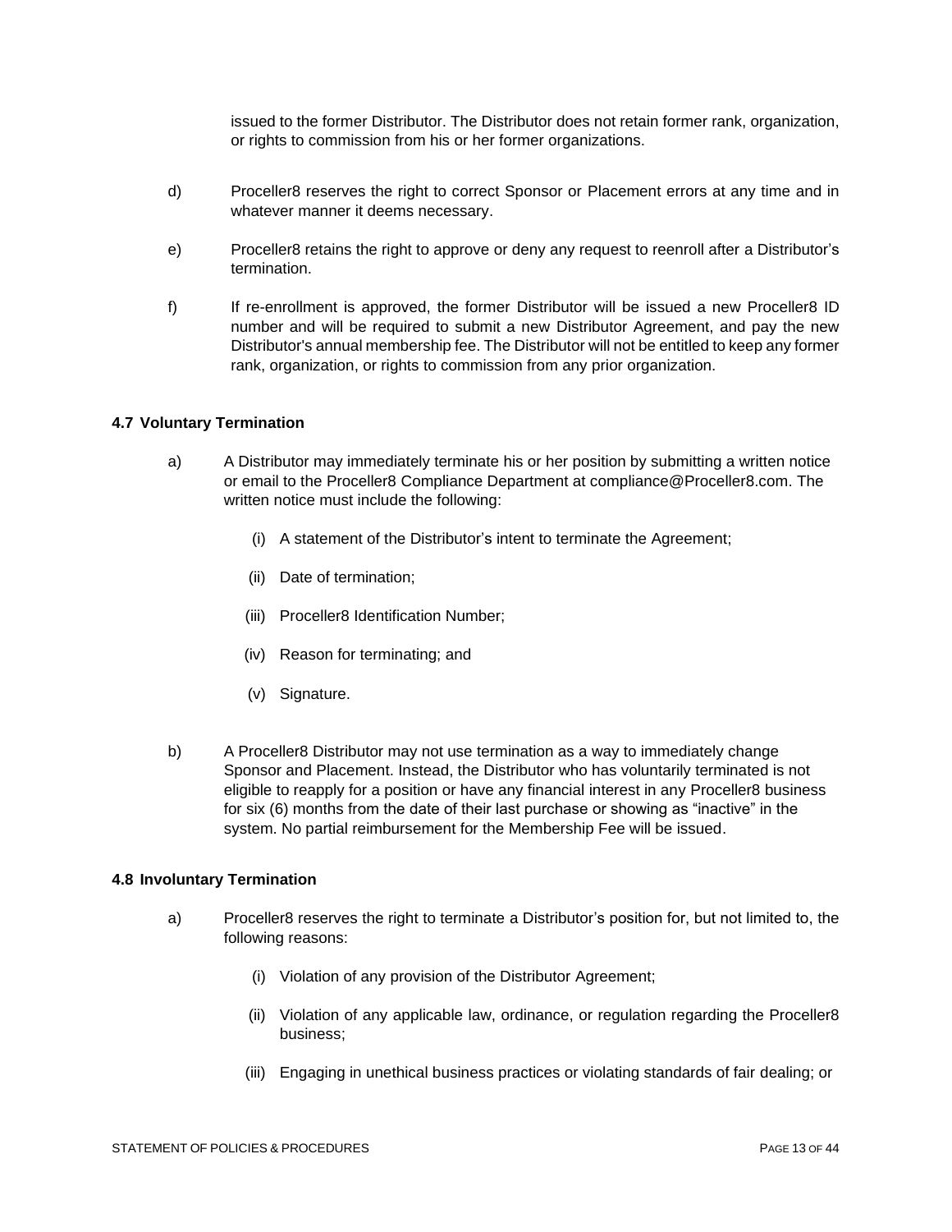issued to the former Distributor. The Distributor does not retain former rank, organization, or rights to commission from his or her former organizations.

d) Proceller8 reserves the right to correct Sponsor or Placement errors at any time and in whatever manner it deems necessary.

e) Proceller8 retains the right to approve or deny any request to reenroll after a Distributor's termination.

f) If re-enrollment is approved, the former Distributor will be issued a new Proceller8 ID number and will be required to submit a new Distributor Agreement, and pay the new Distributor's annual membership fee. The Distributor will not be entitled to keep any former rank, organization, or rights to commission from any prior organization.

### 4.7 Voluntary Termination

a) A Distributor may immediately terminate his or her position by submitting a written notice or email to the Proceller8 Compliance Department at compliance@Proceller8.com. The written notice must include the following:

   (i) A statement of the Distributor's intent to terminate the Agreement;

   (ii) Date of termination;

   (iii) Proceller8 Identification Number;

   (iv) Reason for terminating; and

   (v) Signature.

b) A Proceller8 Distributor may not use termination as a way to immediately change Sponsor and Placement. Instead, the Distributor who has voluntarily terminated is not eligible to reapply for a position or have any financial interest in any Proceller8 business for six (6) months from the date of their last purchase or showing as "inactive" in the system. No partial reimbursement for the Membership Fee will be issued.

### 4.8 Involuntary Termination

a) Proceller8 reserves the right to terminate a Distributor's position for, but not limited to, the following reasons:

   (i) Violation of any provision of the Distributor Agreement;

   (ii) Violation of any applicable law, ordinance, or regulation regarding the Proceller8 business;

   (iii) Engaging in unethical business practices or violating standards of fair dealing; or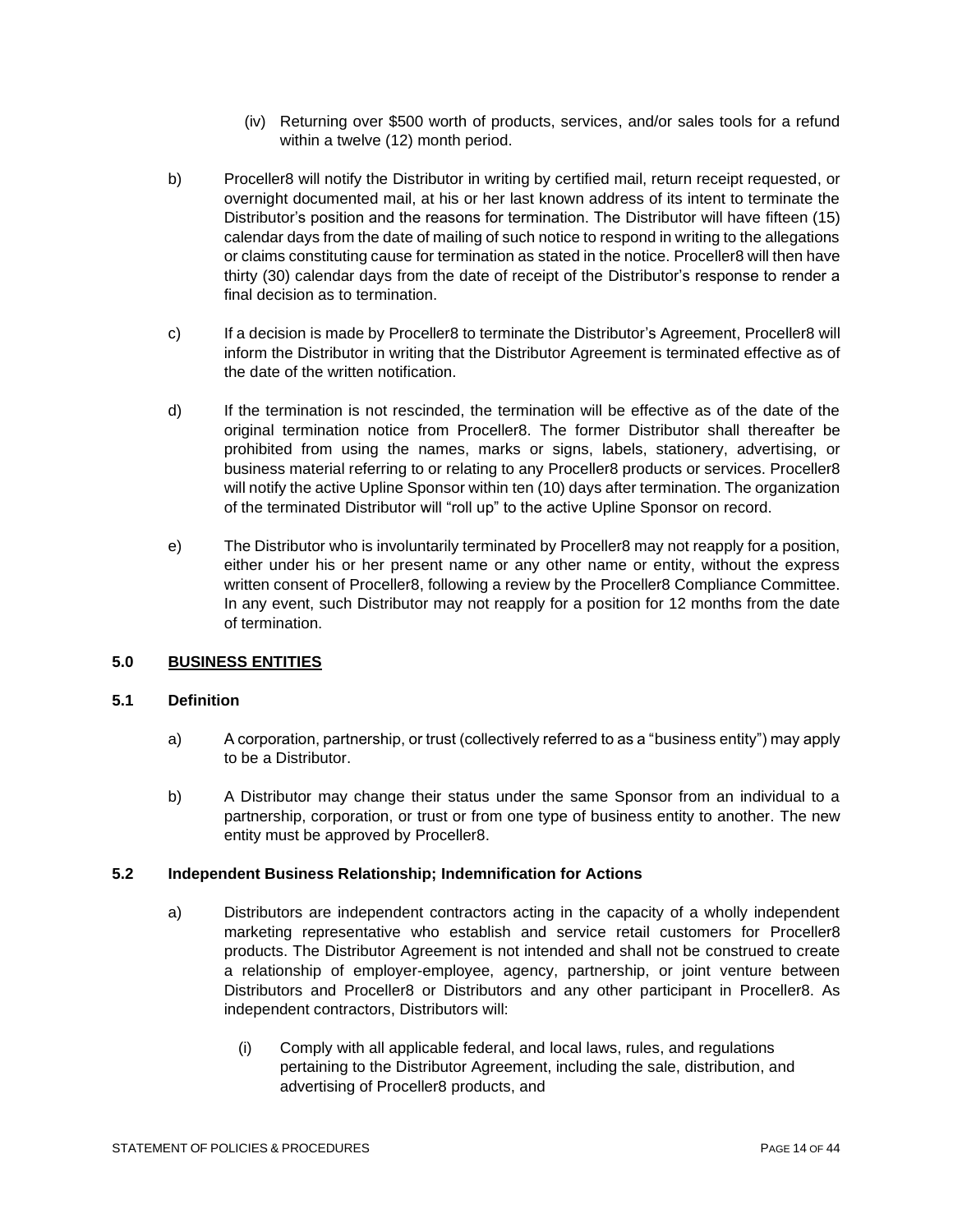(iv) Returning over $500 worth of products, services, and/or sales tools for a refund within a twelve (12) month period.

b) Proceller8 will notify the Distributor in writing by certified mail, return receipt requested, or overnight documented mail, at his or her last known address of its intent to terminate the Distributor's position and the reasons for termination. The Distributor will have fifteen (15) calendar days from the date of mailing of such notice to respond in writing to the allegations or claims constituting cause for termination as stated in the notice. Proceller8 will then have thirty (30) calendar days from the date of receipt of the Distributor's response to render a final decision as to termination.

c) If a decision is made by Proceller8 to terminate the Distributor's Agreement, Proceller8 will inform the Distributor in writing that the Distributor Agreement is terminated effective as of the date of the written notification.

d) If the termination is not rescinded, the termination will be effective as of the date of the original termination notice from Proceller8. The former Distributor shall thereafter be prohibited from using the names, marks or signs, labels, stationery, advertising, or business material referring to or relating to any Proceller8 products or services. Proceller8 will notify the active Upline Sponsor within ten (10) days after termination. The organization of the terminated Distributor will "roll up" to the active Upline Sponsor on record.

e) The Distributor who is involuntarily terminated by Proceller8 may not reapply for a position, either under his or her present name or any other name or entity, without the express written consent of Proceller8, following a review by the Proceller8 Compliance Committee. In any event, such Distributor may not reapply for a position for 12 months from the date of termination.

## 5.0 <u>BUSINESS ENTITIES</u>

### 5.1 Definition

a) A corporation, partnership, or trust (collectively referred to as a "business entity") may apply to be a Distributor.

b) A Distributor may change their status under the same Sponsor from an individual to a partnership, corporation, or trust or from one type of business entity to another. The new entity must be approved by Proceller8.

### 5.2 Independent Business Relationship; Indemnification for Actions

a) Distributors are independent contractors acting in the capacity of a wholly independent marketing representative who establish and service retail customers for Proceller8 products. The Distributor Agreement is not intended and shall not be construed to create a relationship of employer-employee, agency, partnership, or joint venture between Distributors and Proceller8 or Distributors and any other participant in Proceller8. As independent contractors, Distributors will:

(i) Comply with all applicable federal, and local laws, rules, and regulations pertaining to the Distributor Agreement, including the sale, distribution, and advertising of Proceller8 products, and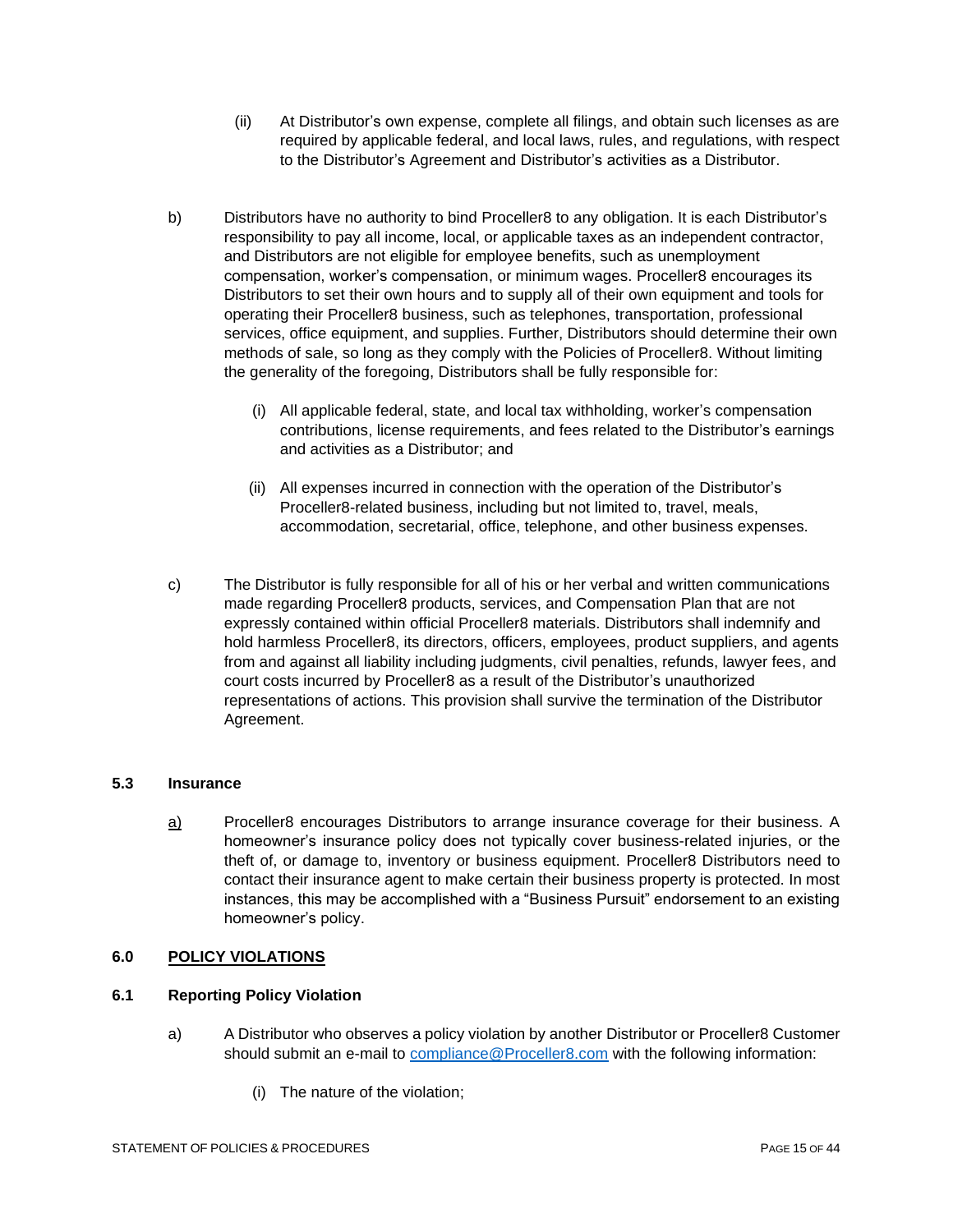(ii) At Distributor's own expense, complete all filings, and obtain such licenses as are required by applicable federal, and local laws, rules, and regulations, with respect to the Distributor's Agreement and Distributor's activities as a Distributor.

b) Distributors have no authority to bind Proceller8 to any obligation. It is each Distributor's responsibility to pay all income, local, or applicable taxes as an independent contractor, and Distributors are not eligible for employee benefits, such as unemployment compensation, worker's compensation, or minimum wages. Proceller8 encourages its Distributors to set their own hours and to supply all of their own equipment and tools for operating their Proceller8 business, such as telephones, transportation, professional services, office equipment, and supplies. Further, Distributors should determine their own methods of sale, so long as they comply with the Policies of Proceller8. Without limiting the generality of the foregoing, Distributors shall be fully responsible for:

(i) All applicable federal, state, and local tax withholding, worker's compensation contributions, license requirements, and fees related to the Distributor's earnings and activities as a Distributor; and

(ii) All expenses incurred in connection with the operation of the Distributor's Proceller8-related business, including but not limited to, travel, meals, accommodation, secretarial, office, telephone, and other business expenses.

c) The Distributor is fully responsible for all of his or her verbal and written communications made regarding Proceller8 products, services, and Compensation Plan that are not expressly contained within official Proceller8 materials. Distributors shall indemnify and hold harmless Proceller8, its directors, officers, employees, product suppliers, and agents from and against all liability including judgments, civil penalties, refunds, lawyer fees, and court costs incurred by Proceller8 as a result of the Distributor's unauthorized representations of actions. This provision shall survive the termination of the Distributor Agreement.

### 5.3 Insurance

a) Proceller8 encourages Distributors to arrange insurance coverage for their business. A homeowner's insurance policy does not typically cover business-related injuries, or the theft of, or damage to, inventory or business equipment. Proceller8 Distributors need to contact their insurance agent to make certain their business property is protected. In most instances, this may be accomplished with a "Business Pursuit" endorsement to an existing homeowner's policy.

## 6.0 POLICY VIOLATIONS

### 6.1 Reporting Policy Violation

a) A Distributor who observes a policy violation by another Distributor or Proceller8 Customer should submit an e-mail to compliance@Proceller8.com with the following information:

(i) The nature of the violation;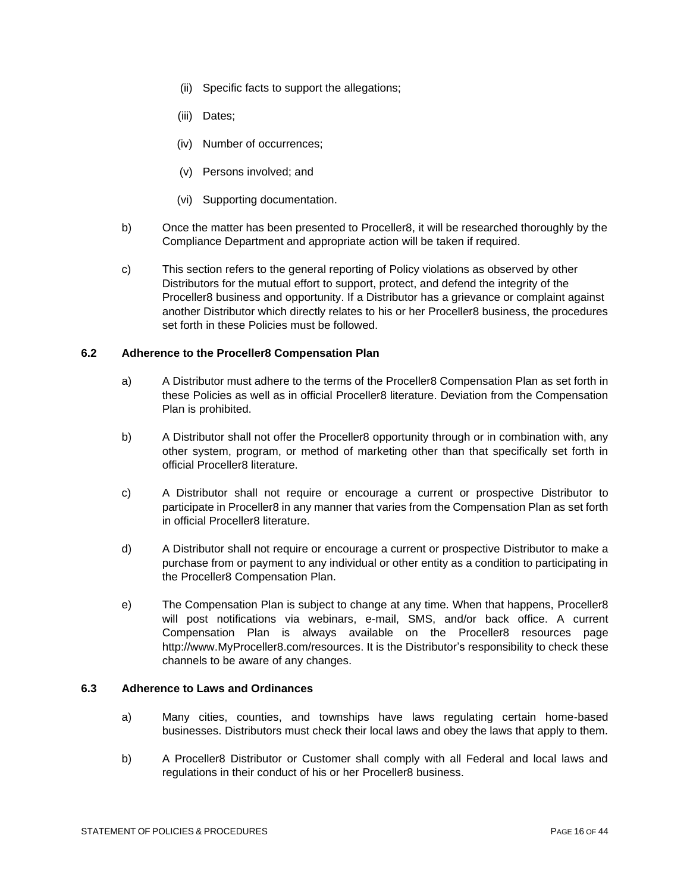(ii) Specific facts to support the allegations;

(iii) Dates;

(iv) Number of occurrences;

(v) Persons involved; and

(vi) Supporting documentation.

b) Once the matter has been presented to Proceller8, it will be researched thoroughly by the Compliance Department and appropriate action will be taken if required.

c) This section refers to the general reporting of Policy violations as observed by other Distributors for the mutual effort to support, protect, and defend the integrity of the Proceller8 business and opportunity. If a Distributor has a grievance or complaint against another Distributor which directly relates to his or her Proceller8 business, the procedures set forth in these Policies must be followed.

### 6.2 Adherence to the Proceller8 Compensation Plan

a) A Distributor must adhere to the terms of the Proceller8 Compensation Plan as set forth in these Policies as well as in official Proceller8 literature. Deviation from the Compensation Plan is prohibited.

b) A Distributor shall not offer the Proceller8 opportunity through or in combination with, any other system, program, or method of marketing other than that specifically set forth in official Proceller8 literature.

c) A Distributor shall not require or encourage a current or prospective Distributor to participate in Proceller8 in any manner that varies from the Compensation Plan as set forth in official Proceller8 literature.

d) A Distributor shall not require or encourage a current or prospective Distributor to make a purchase from or payment to any individual or other entity as a condition to participating in the Proceller8 Compensation Plan.

e) The Compensation Plan is subject to change at any time. When that happens, Proceller8 will post notifications via webinars, e-mail, SMS, and/or back office. A current Compensation Plan is always available on the Proceller8 resources page http://www.MyProceller8.com/resources. It is the Distributor's responsibility to check these channels to be aware of any changes.

### 6.3 Adherence to Laws and Ordinances

a) Many cities, counties, and townships have laws regulating certain home-based businesses. Distributors must check their local laws and obey the laws that apply to them.

b) A Proceller8 Distributor or Customer shall comply with all Federal and local laws and regulations in their conduct of his or her Proceller8 business.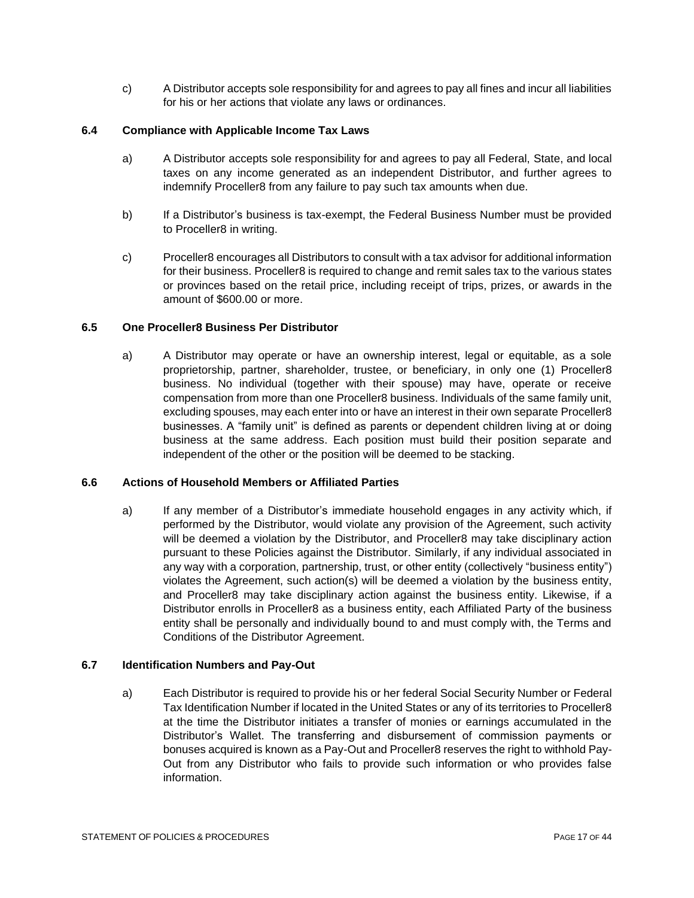c) A Distributor accepts sole responsibility for and agrees to pay all fines and incur all liabilities for his or her actions that violate any laws or ordinances.

### 6.4 Compliance with Applicable Income Tax Laws

a) A Distributor accepts sole responsibility for and agrees to pay all Federal, State, and local taxes on any income generated as an independent Distributor, and further agrees to indemnify Proceller8 from any failure to pay such tax amounts when due.

b) If a Distributor's business is tax-exempt, the Federal Business Number must be provided to Proceller8 in writing.

c) Proceller8 encourages all Distributors to consult with a tax advisor for additional information for their business. Proceller8 is required to change and remit sales tax to the various states or provinces based on the retail price, including receipt of trips, prizes, or awards in the amount of $600.00 or more.

### 6.5 One Proceller8 Business Per Distributor

a) A Distributor may operate or have an ownership interest, legal or equitable, as a sole proprietorship, partner, shareholder, trustee, or beneficiary, in only one (1) Proceller8 business. No individual (together with their spouse) may have, operate or receive compensation from more than one Proceller8 business. Individuals of the same family unit, excluding spouses, may each enter into or have an interest in their own separate Proceller8 businesses. A "family unit" is defined as parents or dependent children living at or doing business at the same address. Each position must build their position separate and independent of the other or the position will be deemed to be stacking.

### 6.6 Actions of Household Members or Affiliated Parties

a) If any member of a Distributor's immediate household engages in any activity which, if performed by the Distributor, would violate any provision of the Agreement, such activity will be deemed a violation by the Distributor, and Proceller8 may take disciplinary action pursuant to these Policies against the Distributor. Similarly, if any individual associated in any way with a corporation, partnership, trust, or other entity (collectively "business entity") violates the Agreement, such action(s) will be deemed a violation by the business entity, and Proceller8 may take disciplinary action against the business entity. Likewise, if a Distributor enrolls in Proceller8 as a business entity, each Affiliated Party of the business entity shall be personally and individually bound to and must comply with, the Terms and Conditions of the Distributor Agreement.

### 6.7 Identification Numbers and Pay-Out

a) Each Distributor is required to provide his or her federal Social Security Number or Federal Tax Identification Number if located in the United States or any of its territories to Proceller8 at the time the Distributor initiates a transfer of monies or earnings accumulated in the Distributor's Wallet. The transferring and disbursement of commission payments or bonuses acquired is known as a Pay-Out and Proceller8 reserves the right to withhold Pay-Out from any Distributor who fails to provide such information or who provides false information.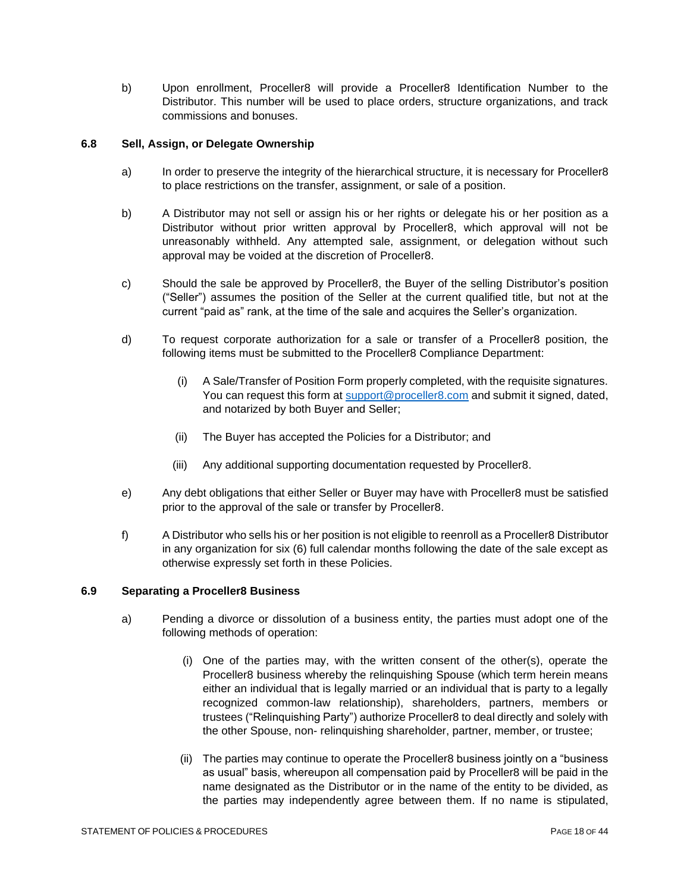b) Upon enrollment, Proceller8 will provide a Proceller8 Identification Number to the Distributor. This number will be used to place orders, structure organizations, and track commissions and bonuses.

### 6.8 Sell, Assign, or Delegate Ownership

a) In order to preserve the integrity of the hierarchical structure, it is necessary for Proceller8 to place restrictions on the transfer, assignment, or sale of a position.

b) A Distributor may not sell or assign his or her rights or delegate his or her position as a Distributor without prior written approval by Proceller8, which approval will not be unreasonably withheld. Any attempted sale, assignment, or delegation without such approval may be voided at the discretion of Proceller8.

c) Should the sale be approved by Proceller8, the Buyer of the selling Distributor's position ("Seller") assumes the position of the Seller at the current qualified title, but not at the current "paid as" rank, at the time of the sale and acquires the Seller's organization.

d) To request corporate authorization for a sale or transfer of a Proceller8 position, the following items must be submitted to the Proceller8 Compliance Department:

(i) A Sale/Transfer of Position Form properly completed, with the requisite signatures. You can request this form at support@proceller8.com and submit it signed, dated, and notarized by both Buyer and Seller;

(ii) The Buyer has accepted the Policies for a Distributor; and

(iii) Any additional supporting documentation requested by Proceller8.

e) Any debt obligations that either Seller or Buyer may have with Proceller8 must be satisfied prior to the approval of the sale or transfer by Proceller8.

f) A Distributor who sells his or her position is not eligible to reenroll as a Proceller8 Distributor in any organization for six (6) full calendar months following the date of the sale except as otherwise expressly set forth in these Policies.

### 6.9 Separating a Proceller8 Business

a) Pending a divorce or dissolution of a business entity, the parties must adopt one of the following methods of operation:

(i) One of the parties may, with the written consent of the other(s), operate the Proceller8 business whereby the relinquishing Spouse (which term herein means either an individual that is legally married or an individual that is party to a legally recognized common-law relationship), shareholders, partners, members or trustees ("Relinquishing Party") authorize Proceller8 to deal directly and solely with the other Spouse, non- relinquishing shareholder, partner, member, or trustee;

(ii) The parties may continue to operate the Proceller8 business jointly on a "business as usual" basis, whereupon all compensation paid by Proceller8 will be paid in the name designated as the Distributor or in the name of the entity to be divided, as the parties may independently agree between them. If no name is stipulated,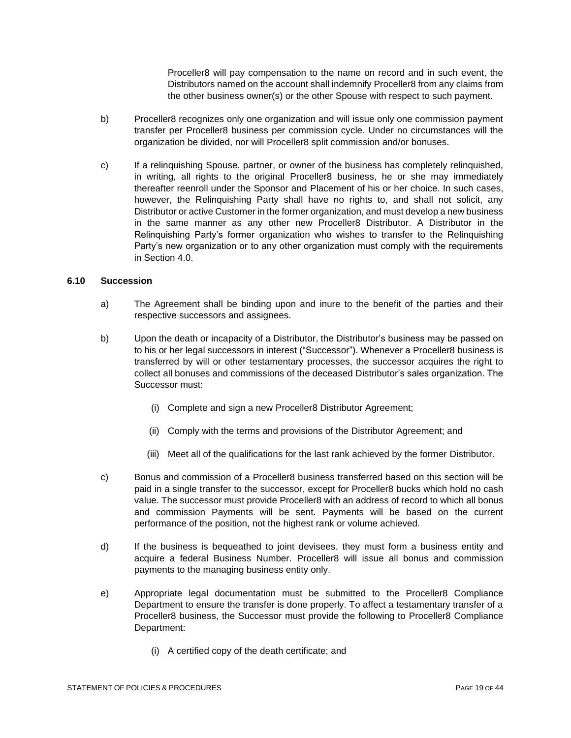Proceller8 will pay compensation to the name on record and in such event, the Distributors named on the account shall indemnify Proceller8 from any claims from the other business owner(s) or the other Spouse with respect to such payment.

b) Proceller8 recognizes only one organization and will issue only one commission payment transfer per Proceller8 business per commission cycle. Under no circumstances will the organization be divided, nor will Proceller8 split commission and/or bonuses.

c) If a relinquishing Spouse, partner, or owner of the business has completely relinquished, in writing, all rights to the original Proceller8 business, he or she may immediately thereafter reenroll under the Sponsor and Placement of his or her choice. In such cases, however, the Relinquishing Party shall have no rights to, and shall not solicit, any Distributor or active Customer in the former organization, and must develop a new business in the same manner as any other new Proceller8 Distributor. A Distributor in the Relinquishing Party's former organization who wishes to transfer to the Relinquishing Party's new organization or to any other organization must comply with the requirements in Section 4.0.

### 6.10 Succession

a) The Agreement shall be binding upon and inure to the benefit of the parties and their respective successors and assignees.

b) Upon the death or incapacity of a Distributor, the Distributor's business may be passed on to his or her legal successors in interest ("Successor"). Whenever a Proceller8 business is transferred by will or other testamentary processes, the successor acquires the right to collect all bonuses and commissions of the deceased Distributor's sales organization. The Successor must:

   (i) Complete and sign a new Proceller8 Distributor Agreement;

   (ii) Comply with the terms and provisions of the Distributor Agreement; and

   (iii) Meet all of the qualifications for the last rank achieved by the former Distributor.

c) Bonus and commission of a Proceller8 business transferred based on this section will be paid in a single transfer to the successor, except for Proceller8 bucks which hold no cash value. The successor must provide Proceller8 with an address of record to which all bonus and commission Payments will be sent. Payments will be based on the current performance of the position, not the highest rank or volume achieved.

d) If the business is bequeathed to joint devisees, they must form a business entity and acquire a federal Business Number. Proceller8 will issue all bonus and commission payments to the managing business entity only.

e) Appropriate legal documentation must be submitted to the Proceller8 Compliance Department to ensure the transfer is done properly. To affect a testamentary transfer of a Proceller8 business, the Successor must provide the following to Proceller8 Compliance Department:

   (i) A certified copy of the death certificate; and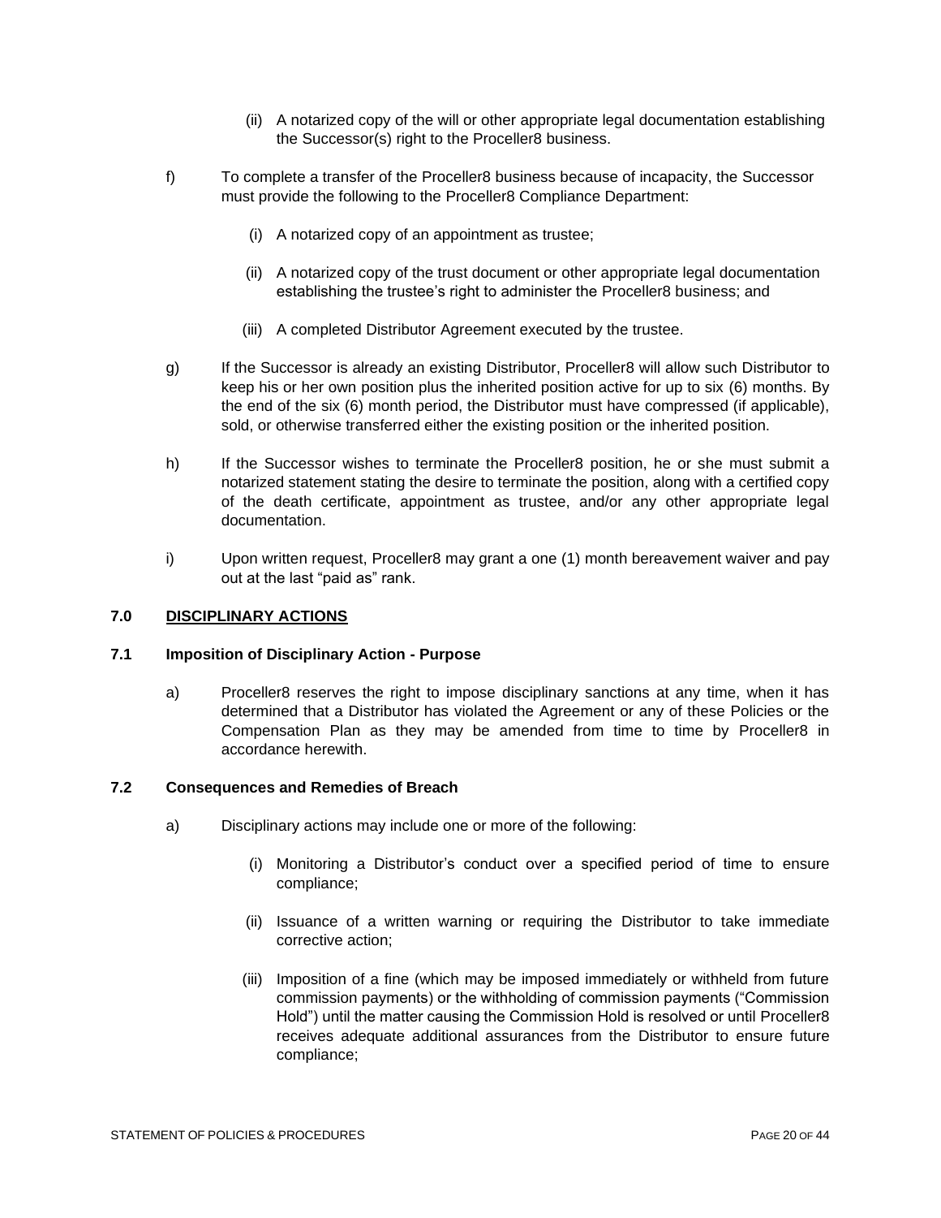(ii) A notarized copy of the will or other appropriate legal documentation establishing the Successor(s) right to the Proceller8 business.

f) To complete a transfer of the Proceller8 business because of incapacity, the Successor must provide the following to the Proceller8 Compliance Department:

(i) A notarized copy of an appointment as trustee;

(ii) A notarized copy of the trust document or other appropriate legal documentation establishing the trustee's right to administer the Proceller8 business; and

(iii) A completed Distributor Agreement executed by the trustee.

g) If the Successor is already an existing Distributor, Proceller8 will allow such Distributor to keep his or her own position plus the inherited position active for up to six (6) months. By the end of the six (6) month period, the Distributor must have compressed (if applicable), sold, or otherwise transferred either the existing position or the inherited position.

h) If the Successor wishes to terminate the Proceller8 position, he or she must submit a notarized statement stating the desire to terminate the position, along with a certified copy of the death certificate, appointment as trustee, and/or any other appropriate legal documentation.

i) Upon written request, Proceller8 may grant a one (1) month bereavement waiver and pay out at the last "paid as" rank.

## 7.0 DISCIPLINARY ACTIONS

### 7.1 Imposition of Disciplinary Action - Purpose

a) Proceller8 reserves the right to impose disciplinary sanctions at any time, when it has determined that a Distributor has violated the Agreement or any of these Policies or the Compensation Plan as they may be amended from time to time by Proceller8 in accordance herewith.

### 7.2 Consequences and Remedies of Breach

a) Disciplinary actions may include one or more of the following:

(i) Monitoring a Distributor's conduct over a specified period of time to ensure compliance;

(ii) Issuance of a written warning or requiring the Distributor to take immediate corrective action;

(iii) Imposition of a fine (which may be imposed immediately or withheld from future commission payments) or the withholding of commission payments ("Commission Hold") until the matter causing the Commission Hold is resolved or until Proceller8 receives adequate additional assurances from the Distributor to ensure future compliance;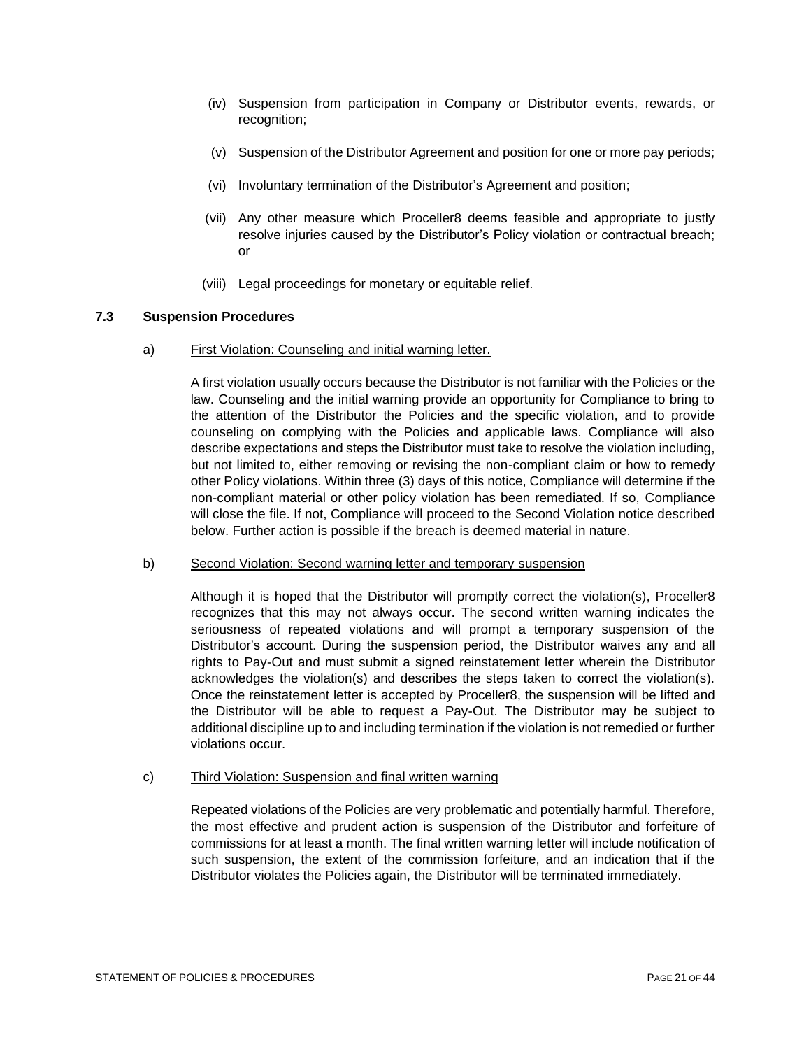(iv) Suspension from participation in Company or Distributor events, rewards, or recognition;

(v) Suspension of the Distributor Agreement and position for one or more pay periods;

(vi) Involuntary termination of the Distributor's Agreement and position;

(vii) Any other measure which Proceller8 deems feasible and appropriate to justly resolve injuries caused by the Distributor's Policy violation or contractual breach; or

(viii) Legal proceedings for monetary or equitable relief.

### 7.3 Suspension Procedures

a) First Violation: Counseling and initial warning letter.

A first violation usually occurs because the Distributor is not familiar with the Policies or the law. Counseling and the initial warning provide an opportunity for Compliance to bring to the attention of the Distributor the Policies and the specific violation, and to provide counseling on complying with the Policies and applicable laws. Compliance will also describe expectations and steps the Distributor must take to resolve the violation including, but not limited to, either removing or revising the non-compliant claim or how to remedy other Policy violations. Within three (3) days of this notice, Compliance will determine if the non-compliant material or other policy violation has been remediated. If so, Compliance will close the file. If not, Compliance will proceed to the Second Violation notice described below. Further action is possible if the breach is deemed material in nature.

b) Second Violation: Second warning letter and temporary suspension

Although it is hoped that the Distributor will promptly correct the violation(s), Proceller8 recognizes that this may not always occur. The second written warning indicates the seriousness of repeated violations and will prompt a temporary suspension of the Distributor's account. During the suspension period, the Distributor waives any and all rights to Pay-Out and must submit a signed reinstatement letter wherein the Distributor acknowledges the violation(s) and describes the steps taken to correct the violation(s). Once the reinstatement letter is accepted by Proceller8, the suspension will be lifted and the Distributor will be able to request a Pay-Out. The Distributor may be subject to additional discipline up to and including termination if the violation is not remedied or further violations occur.

c) Third Violation: Suspension and final written warning

Repeated violations of the Policies are very problematic and potentially harmful. Therefore, the most effective and prudent action is suspension of the Distributor and forfeiture of commissions for at least a month. The final written warning letter will include notification of such suspension, the extent of the commission forfeiture, and an indication that if the Distributor violates the Policies again, the Distributor will be terminated immediately.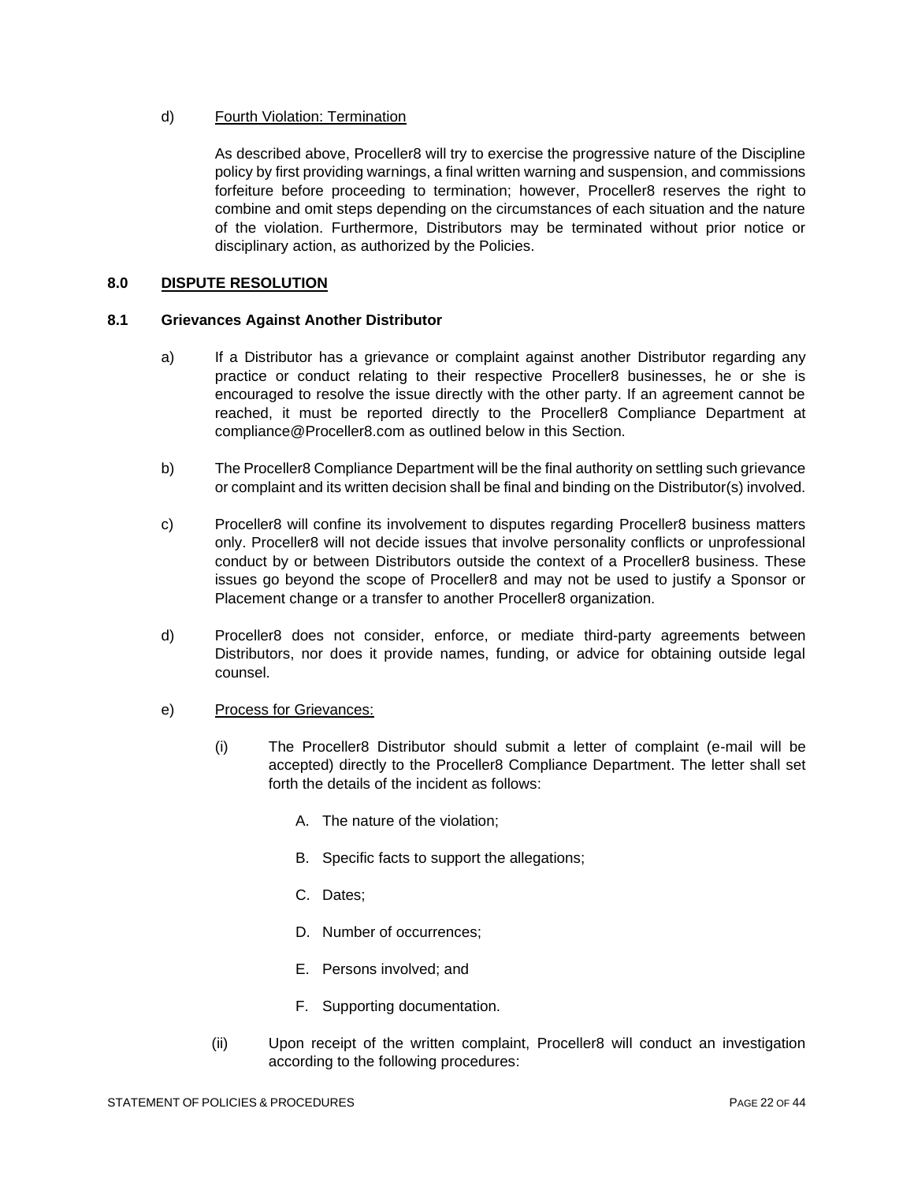d) Fourth Violation: Termination

As described above, Proceller8 will try to exercise the progressive nature of the Discipline policy by first providing warnings, a final written warning and suspension, and commissions forfeiture before proceeding to termination; however, Proceller8 reserves the right to combine and omit steps depending on the circumstances of each situation and the nature of the violation. Furthermore, Distributors may be terminated without prior notice or disciplinary action, as authorized by the Policies.

## 8.0 DISPUTE RESOLUTION

### 8.1 Grievances Against Another Distributor

a) If a Distributor has a grievance or complaint against another Distributor regarding any practice or conduct relating to their respective Proceller8 businesses, he or she is encouraged to resolve the issue directly with the other party. If an agreement cannot be reached, it must be reported directly to the Proceller8 Compliance Department at compliance@Proceller8.com as outlined below in this Section.

b) The Proceller8 Compliance Department will be the final authority on settling such grievance or complaint and its written decision shall be final and binding on the Distributor(s) involved.

c) Proceller8 will confine its involvement to disputes regarding Proceller8 business matters only. Proceller8 will not decide issues that involve personality conflicts or unprofessional conduct by or between Distributors outside the context of a Proceller8 business. These issues go beyond the scope of Proceller8 and may not be used to justify a Sponsor or Placement change or a transfer to another Proceller8 organization.

d) Proceller8 does not consider, enforce, or mediate third-party agreements between Distributors, nor does it provide names, funding, or advice for obtaining outside legal counsel.

e) Process for Grievances:

(i) The Proceller8 Distributor should submit a letter of complaint (e-mail will be accepted) directly to the Proceller8 Compliance Department. The letter shall set forth the details of the incident as follows:

A. The nature of the violation;

B. Specific facts to support the allegations;

C. Dates;

D. Number of occurrences;

E. Persons involved; and

F. Supporting documentation.

(ii) Upon receipt of the written complaint, Proceller8 will conduct an investigation according to the following procedures: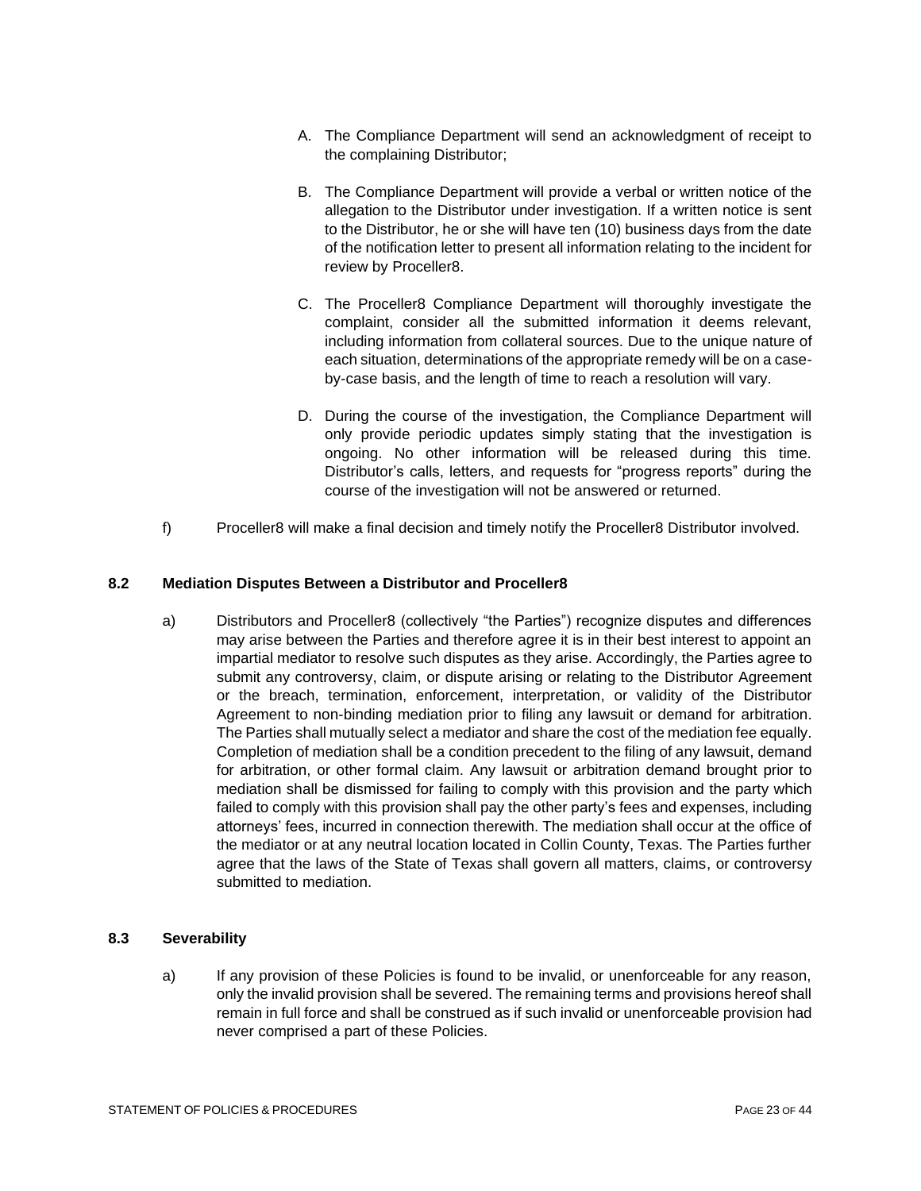A. The Compliance Department will send an acknowledgment of receipt to the complaining Distributor;

B. The Compliance Department will provide a verbal or written notice of the allegation to the Distributor under investigation. If a written notice is sent to the Distributor, he or she will have ten (10) business days from the date of the notification letter to present all information relating to the incident for review by Proceller8.

C. The Proceller8 Compliance Department will thoroughly investigate the complaint, consider all the submitted information it deems relevant, including information from collateral sources. Due to the unique nature of each situation, determinations of the appropriate remedy will be on a case-by-case basis, and the length of time to reach a resolution will vary.

D. During the course of the investigation, the Compliance Department will only provide periodic updates simply stating that the investigation is ongoing. No other information will be released during this time. Distributor's calls, letters, and requests for "progress reports" during the course of the investigation will not be answered or returned.

f) Proceller8 will make a final decision and timely notify the Proceller8 Distributor involved.

### 8.2 Mediation Disputes Between a Distributor and Proceller8

a) Distributors and Proceller8 (collectively "the Parties") recognize disputes and differences may arise between the Parties and therefore agree it is in their best interest to appoint an impartial mediator to resolve such disputes as they arise. Accordingly, the Parties agree to submit any controversy, claim, or dispute arising or relating to the Distributor Agreement or the breach, termination, enforcement, interpretation, or validity of the Distributor Agreement to non-binding mediation prior to filing any lawsuit or demand for arbitration. The Parties shall mutually select a mediator and share the cost of the mediation fee equally. Completion of mediation shall be a condition precedent to the filing of any lawsuit, demand for arbitration, or other formal claim. Any lawsuit or arbitration demand brought prior to mediation shall be dismissed for failing to comply with this provision and the party which failed to comply with this provision shall pay the other party's fees and expenses, including attorneys' fees, incurred in connection therewith. The mediation shall occur at the office of the mediator or at any neutral location located in Collin County, Texas. The Parties further agree that the laws of the State of Texas shall govern all matters, claims, or controversy submitted to mediation.

### 8.3 Severability

a) If any provision of these Policies is found to be invalid, or unenforceable for any reason, only the invalid provision shall be severed. The remaining terms and provisions hereof shall remain in full force and shall be construed as if such invalid or unenforceable provision had never comprised a part of these Policies.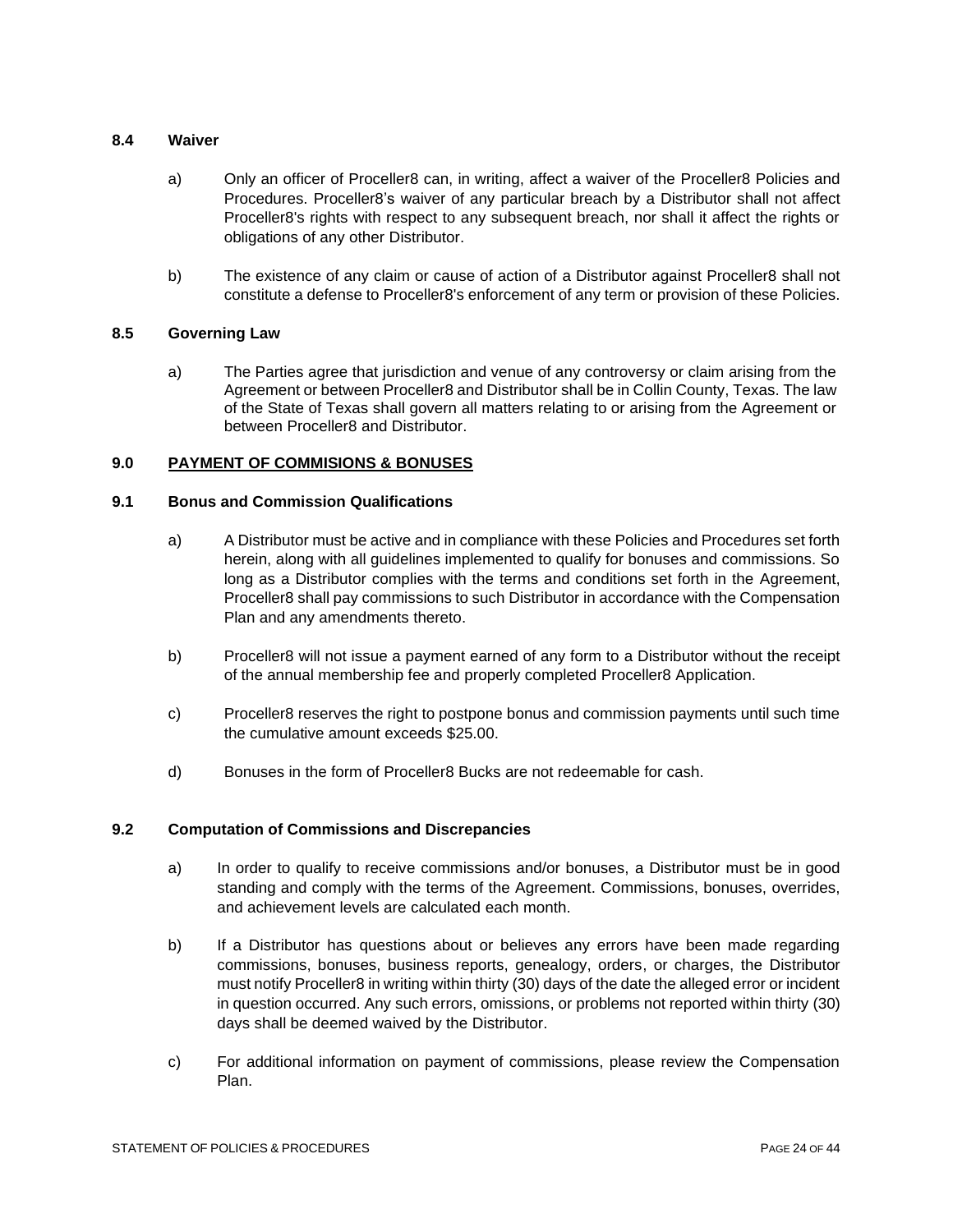### 8.4 Waiver

a) Only an officer of Proceller8 can, in writing, affect a waiver of the Proceller8 Policies and Procedures. Proceller8's waiver of any particular breach by a Distributor shall not affect Proceller8's rights with respect to any subsequent breach, nor shall it affect the rights or obligations of any other Distributor.

b) The existence of any claim or cause of action of a Distributor against Proceller8 shall not constitute a defense to Proceller8's enforcement of any term or provision of these Policies.

### 8.5 Governing Law

a) The Parties agree that jurisdiction and venue of any controversy or claim arising from the Agreement or between Proceller8 and Distributor shall be in Collin County, Texas. The law of the State of Texas shall govern all matters relating to or arising from the Agreement or between Proceller8 and Distributor.

## 9.0 <u>PAYMENT OF COMMISIONS & BONUSES</u>

### 9.1 Bonus and Commission Qualifications

a) A Distributor must be active and in compliance with these Policies and Procedures set forth herein, along with all guidelines implemented to qualify for bonuses and commissions. So long as a Distributor complies with the terms and conditions set forth in the Agreement, Proceller8 shall pay commissions to such Distributor in accordance with the Compensation Plan and any amendments thereto.

b) Proceller8 will not issue a payment earned of any form to a Distributor without the receipt of the annual membership fee and properly completed Proceller8 Application.

c) Proceller8 reserves the right to postpone bonus and commission payments until such time the cumulative amount exceeds $25.00.

d) Bonuses in the form of Proceller8 Bucks are not redeemable for cash.

### 9.2 Computation of Commissions and Discrepancies

a) In order to qualify to receive commissions and/or bonuses, a Distributor must be in good standing and comply with the terms of the Agreement. Commissions, bonuses, overrides, and achievement levels are calculated each month.

b) If a Distributor has questions about or believes any errors have been made regarding commissions, bonuses, business reports, genealogy, orders, or charges, the Distributor must notify Proceller8 in writing within thirty (30) days of the date the alleged error or incident in question occurred. Any such errors, omissions, or problems not reported within thirty (30) days shall be deemed waived by the Distributor.

c) For additional information on payment of commissions, please review the Compensation Plan.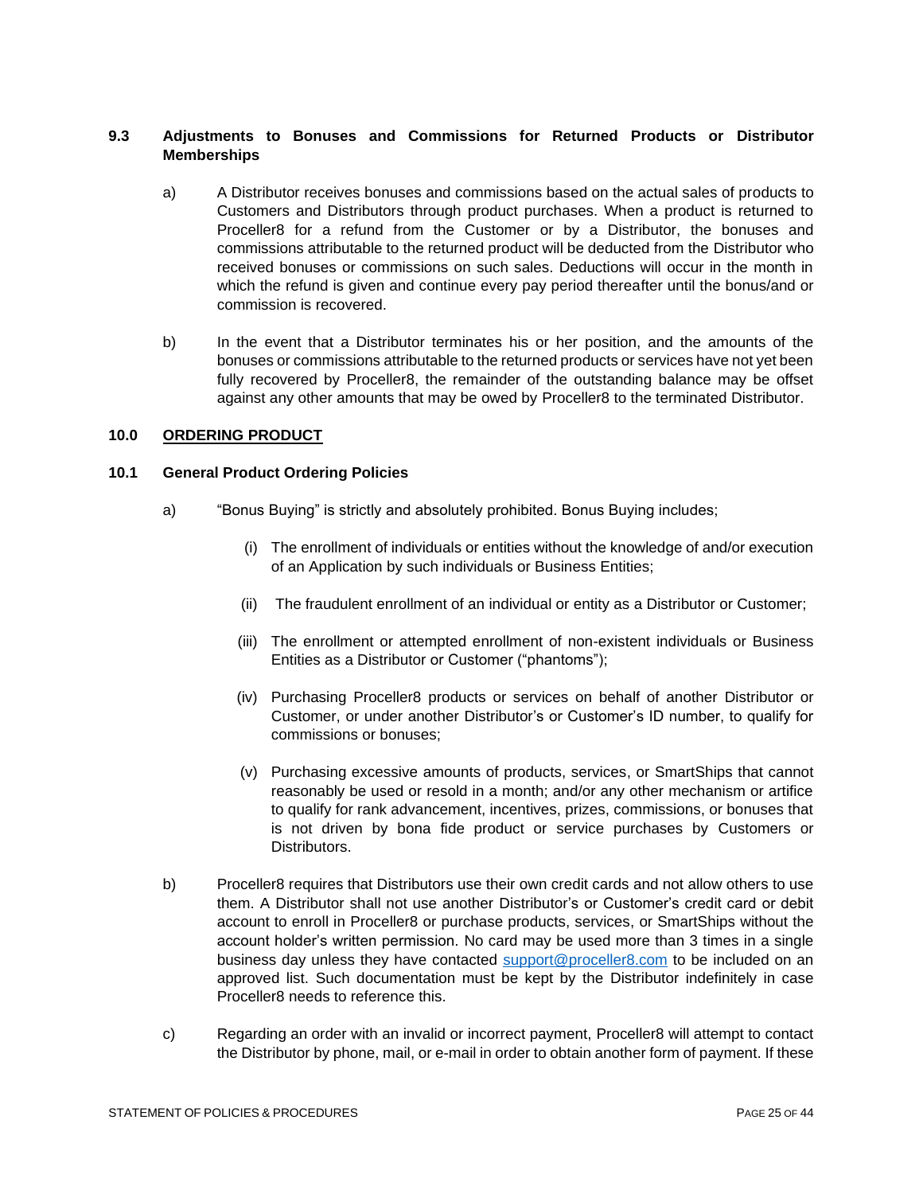### 9.3 Adjustments to Bonuses and Commissions for Returned Products or Distributor Memberships

a) A Distributor receives bonuses and commissions based on the actual sales of products to Customers and Distributors through product purchases. When a product is returned to Proceller8 for a refund from the Customer or by a Distributor, the bonuses and commissions attributable to the returned product will be deducted from the Distributor who received bonuses or commissions on such sales. Deductions will occur in the month in which the refund is given and continue every pay period thereafter until the bonus/and or commission is recovered.

b) In the event that a Distributor terminates his or her position, and the amounts of the bonuses or commissions attributable to the returned products or services have not yet been fully recovered by Proceller8, the remainder of the outstanding balance may be offset against any other amounts that may be owed by Proceller8 to the terminated Distributor.

## 10.0 <u>ORDERING PRODUCT</u>

### 10.1 General Product Ordering Policies

a) "Bonus Buying" is strictly and absolutely prohibited. Bonus Buying includes;

(i) The enrollment of individuals or entities without the knowledge of and/or execution of an Application by such individuals or Business Entities;

(ii) The fraudulent enrollment of an individual or entity as a Distributor or Customer;

(iii) The enrollment or attempted enrollment of non-existent individuals or Business Entities as a Distributor or Customer ("phantoms");

(iv) Purchasing Proceller8 products or services on behalf of another Distributor or Customer, or under another Distributor's or Customer's ID number, to qualify for commissions or bonuses;

(v) Purchasing excessive amounts of products, services, or SmartShips that cannot reasonably be used or resold in a month; and/or any other mechanism or artifice to qualify for rank advancement, incentives, prizes, commissions, or bonuses that is not driven by bona fide product or service purchases by Customers or Distributors.

b) Proceller8 requires that Distributors use their own credit cards and not allow others to use them. A Distributor shall not use another Distributor's or Customer's credit card or debit account to enroll in Proceller8 or purchase products, services, or SmartShips without the account holder's written permission. No card may be used more than 3 times in a single business day unless they have contacted support@proceller8.com to be included on an approved list. Such documentation must be kept by the Distributor indefinitely in case Proceller8 needs to reference this.

c) Regarding an order with an invalid or incorrect payment, Proceller8 will attempt to contact the Distributor by phone, mail, or e-mail in order to obtain another form of payment. If these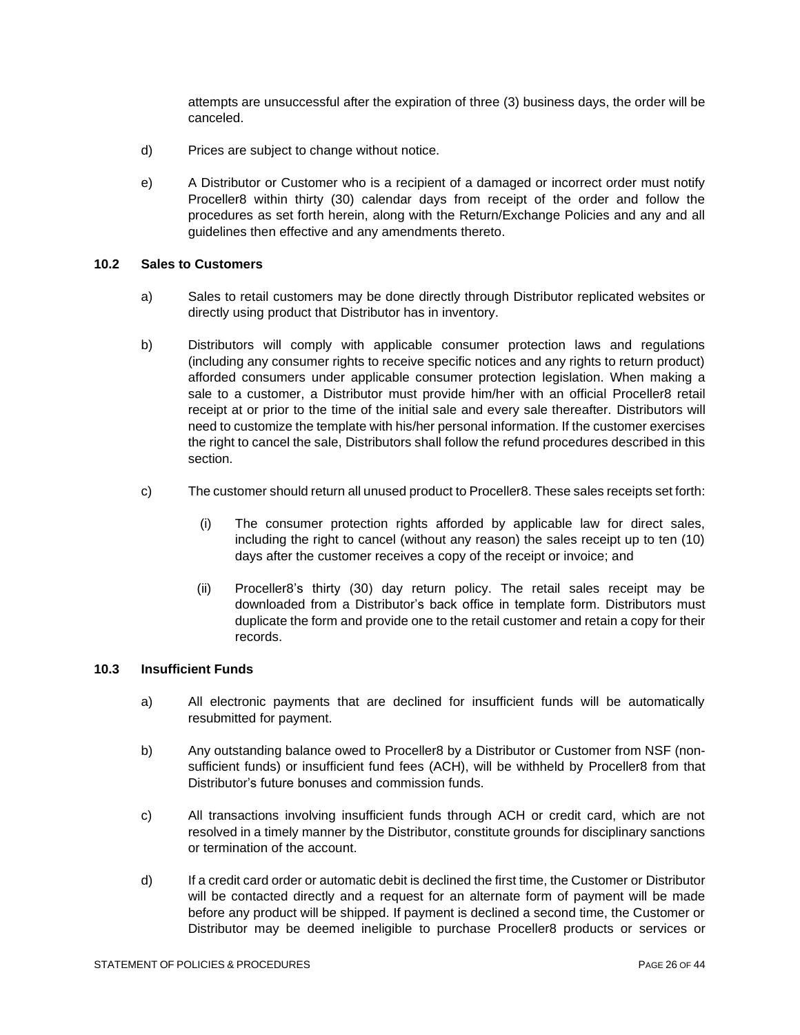attempts are unsuccessful after the expiration of three (3) business days, the order will be canceled.

d) Prices are subject to change without notice.

e) A Distributor or Customer who is a recipient of a damaged or incorrect order must notify Proceller8 within thirty (30) calendar days from receipt of the order and follow the procedures as set forth herein, along with the Return/Exchange Policies and any and all guidelines then effective and any amendments thereto.

### 10.2 Sales to Customers

a) Sales to retail customers may be done directly through Distributor replicated websites or directly using product that Distributor has in inventory.

b) Distributors will comply with applicable consumer protection laws and regulations (including any consumer rights to receive specific notices and any rights to return product) afforded consumers under applicable consumer protection legislation. When making a sale to a customer, a Distributor must provide him/her with an official Proceller8 retail receipt at or prior to the time of the initial sale and every sale thereafter. Distributors will need to customize the template with his/her personal information. If the customer exercises the right to cancel the sale, Distributors shall follow the refund procedures described in this section.

c) The customer should return all unused product to Proceller8. These sales receipts set forth:

   (i) The consumer protection rights afforded by applicable law for direct sales, including the right to cancel (without any reason) the sales receipt up to ten (10) days after the customer receives a copy of the receipt or invoice; and

   (ii) Proceller8's thirty (30) day return policy. The retail sales receipt may be downloaded from a Distributor's back office in template form. Distributors must duplicate the form and provide one to the retail customer and retain a copy for their records.

### 10.3 Insufficient Funds

a) All electronic payments that are declined for insufficient funds will be automatically resubmitted for payment.

b) Any outstanding balance owed to Proceller8 by a Distributor or Customer from NSF (non-sufficient funds) or insufficient fund fees (ACH), will be withheld by Proceller8 from that Distributor's future bonuses and commission funds.

c) All transactions involving insufficient funds through ACH or credit card, which are not resolved in a timely manner by the Distributor, constitute grounds for disciplinary sanctions or termination of the account.

d) If a credit card order or automatic debit is declined the first time, the Customer or Distributor will be contacted directly and a request for an alternate form of payment will be made before any product will be shipped. If payment is declined a second time, the Customer or Distributor may be deemed ineligible to purchase Proceller8 products or services or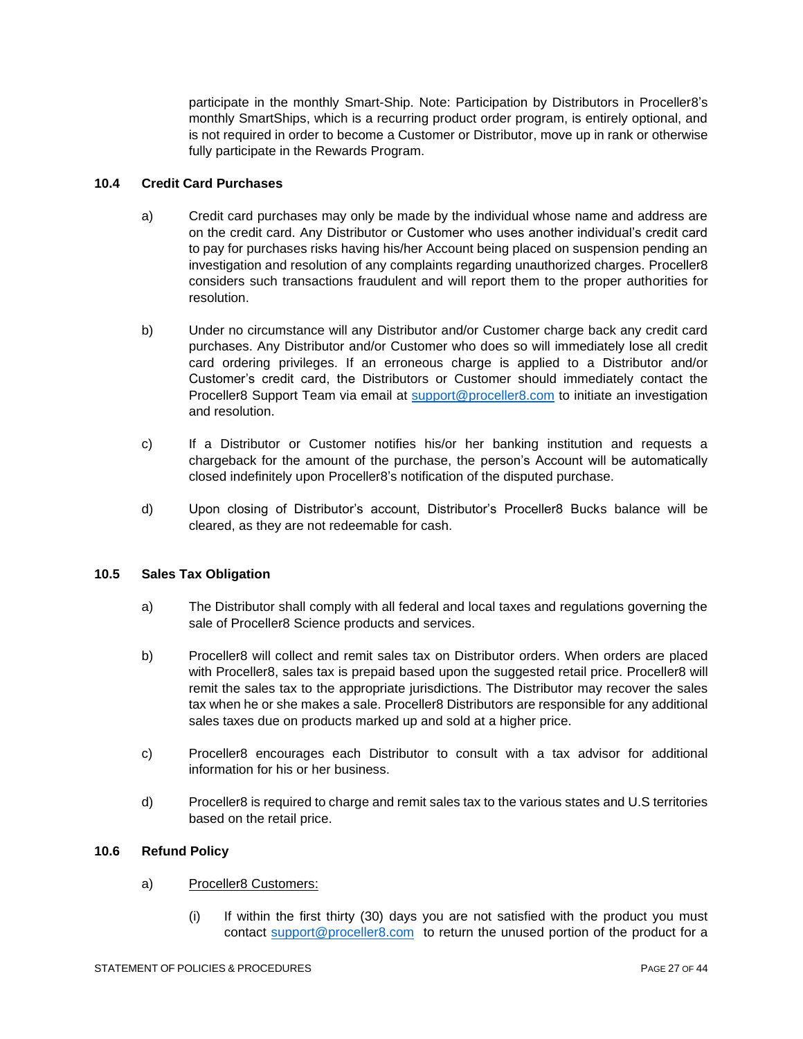participate in the monthly Smart-Ship. Note: Participation by Distributors in Proceller8's monthly SmartShips, which is a recurring product order program, is entirely optional, and is not required in order to become a Customer or Distributor, move up in rank or otherwise fully participate in the Rewards Program.

### 10.4 Credit Card Purchases

a) Credit card purchases may only be made by the individual whose name and address are on the credit card. Any Distributor or Customer who uses another individual's credit card to pay for purchases risks having his/her Account being placed on suspension pending an investigation and resolution of any complaints regarding unauthorized charges. Proceller8 considers such transactions fraudulent and will report them to the proper authorities for resolution.

b) Under no circumstance will any Distributor and/or Customer charge back any credit card purchases. Any Distributor and/or Customer who does so will immediately lose all credit card ordering privileges. If an erroneous charge is applied to a Distributor and/or Customer's credit card, the Distributors or Customer should immediately contact the Proceller8 Support Team via email at support@proceller8.com to initiate an investigation and resolution.

c) If a Distributor or Customer notifies his/or her banking institution and requests a chargeback for the amount of the purchase, the person's Account will be automatically closed indefinitely upon Proceller8's notification of the disputed purchase.

d) Upon closing of Distributor's account, Distributor's Proceller8 Bucks balance will be cleared, as they are not redeemable for cash.

### 10.5 Sales Tax Obligation

a) The Distributor shall comply with all federal and local taxes and regulations governing the sale of Proceller8 Science products and services.

b) Proceller8 will collect and remit sales tax on Distributor orders. When orders are placed with Proceller8, sales tax is prepaid based upon the suggested retail price. Proceller8 will remit the sales tax to the appropriate jurisdictions. The Distributor may recover the sales tax when he or she makes a sale. Proceller8 Distributors are responsible for any additional sales taxes due on products marked up and sold at a higher price.

c) Proceller8 encourages each Distributor to consult with a tax advisor for additional information for his or her business.

d) Proceller8 is required to charge and remit sales tax to the various states and U.S territories based on the retail price.

### 10.6 Refund Policy

a) <u>Proceller8 Customers:</u>

(i) If within the first thirty (30) days you are not satisfied with the product you must contact support@proceller8.com to return the unused portion of the product for a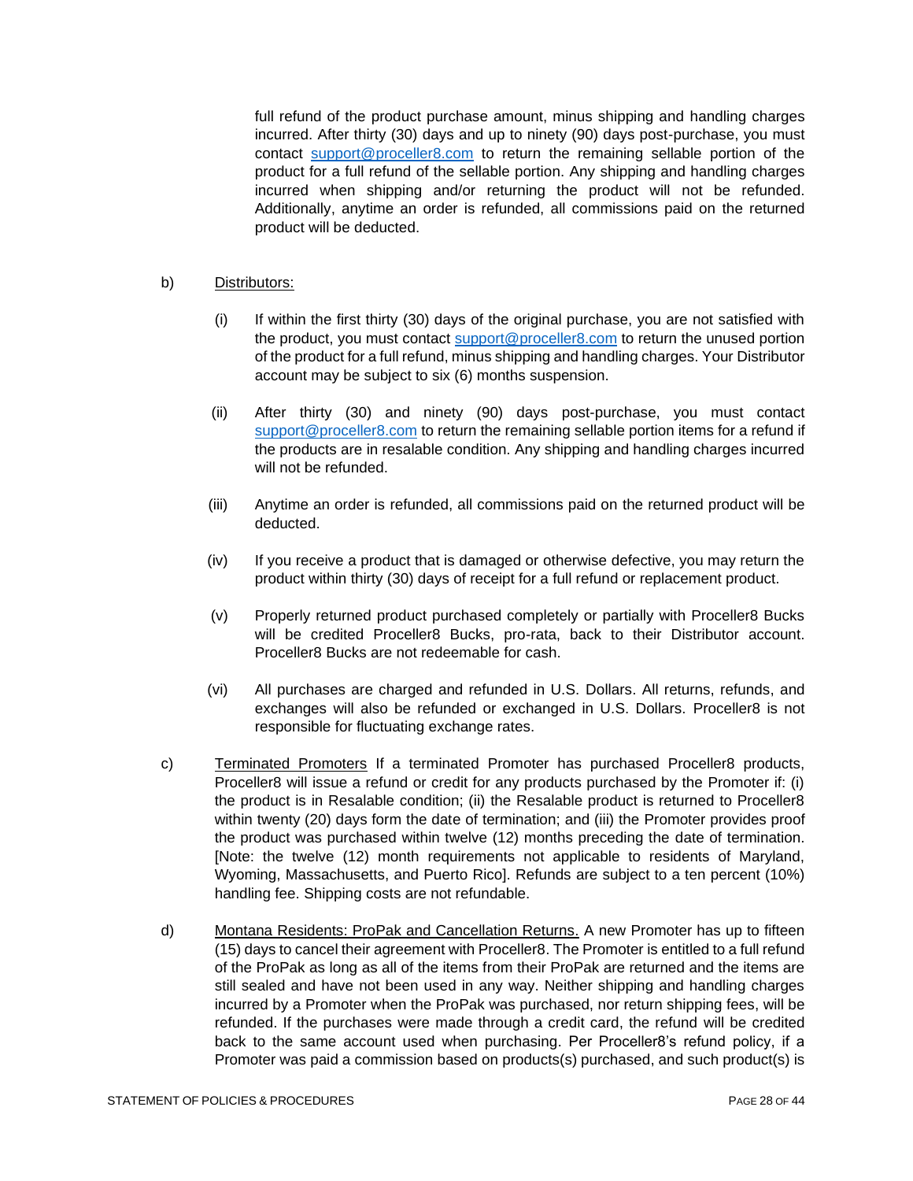full refund of the product purchase amount, minus shipping and handling charges incurred. After thirty (30) days and up to ninety (90) days post-purchase, you must contact support@proceller8.com to return the remaining sellable portion of the product for a full refund of the sellable portion. Any shipping and handling charges incurred when shipping and/or returning the product will not be refunded. Additionally, anytime an order is refunded, all commissions paid on the returned product will be deducted.

b) Distributors:

(i) If within the first thirty (30) days of the original purchase, you are not satisfied with the product, you must contact support@proceller8.com to return the unused portion of the product for a full refund, minus shipping and handling charges. Your Distributor account may be subject to six (6) months suspension.

(ii) After thirty (30) and ninety (90) days post-purchase, you must contact support@proceller8.com to return the remaining sellable portion items for a refund if the products are in resalable condition. Any shipping and handling charges incurred will not be refunded.

(iii) Anytime an order is refunded, all commissions paid on the returned product will be deducted.

(iv) If you receive a product that is damaged or otherwise defective, you may return the product within thirty (30) days of receipt for a full refund or replacement product.

(v) Properly returned product purchased completely or partially with Proceller8 Bucks will be credited Proceller8 Bucks, pro-rata, back to their Distributor account. Proceller8 Bucks are not redeemable for cash.

(vi) All purchases are charged and refunded in U.S. Dollars. All returns, refunds, and exchanges will also be refunded or exchanged in U.S. Dollars. Proceller8 is not responsible for fluctuating exchange rates.

c) Terminated Promoters If a terminated Promoter has purchased Proceller8 products, Proceller8 will issue a refund or credit for any products purchased by the Promoter if: (i) the product is in Resalable condition; (ii) the Resalable product is returned to Proceller8 within twenty (20) days form the date of termination; and (iii) the Promoter provides proof the product was purchased within twelve (12) months preceding the date of termination. [Note: the twelve (12) month requirements not applicable to residents of Maryland, Wyoming, Massachusetts, and Puerto Rico]. Refunds are subject to a ten percent (10%) handling fee. Shipping costs are not refundable.

d) Montana Residents: ProPak and Cancellation Returns. A new Promoter has up to fifteen (15) days to cancel their agreement with Proceller8. The Promoter is entitled to a full refund of the ProPak as long as all of the items from their ProPak are returned and the items are still sealed and have not been used in any way. Neither shipping and handling charges incurred by a Promoter when the ProPak was purchased, nor return shipping fees, will be refunded. If the purchases were made through a credit card, the refund will be credited back to the same account used when purchasing. Per Proceller8's refund policy, if a Promoter was paid a commission based on products(s) purchased, and such product(s) is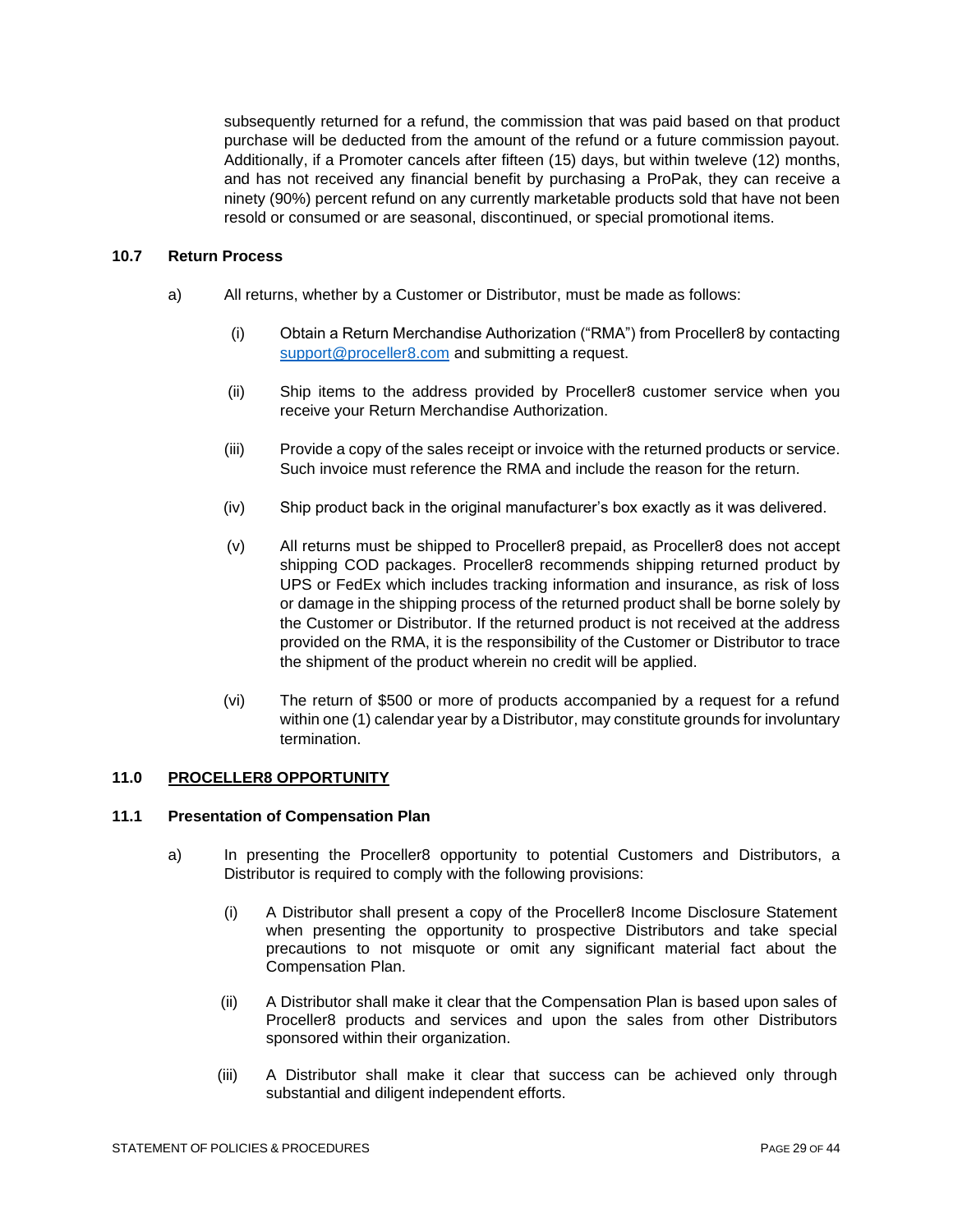subsequently returned for a refund, the commission that was paid based on that product purchase will be deducted from the amount of the refund or a future commission payout. Additionally, if a Promoter cancels after fifteen (15) days, but within tweleve (12) months, and has not received any financial benefit by purchasing a ProPak, they can receive a ninety (90%) percent refund on any currently marketable products sold that have not been resold or consumed or are seasonal, discontinued, or special promotional items.

### 10.7 Return Process

a) All returns, whether by a Customer or Distributor, must be made as follows:

(i) Obtain a Return Merchandise Authorization ("RMA") from Proceller8 by contacting support@proceller8.com and submitting a request.

(ii) Ship items to the address provided by Proceller8 customer service when you receive your Return Merchandise Authorization.

(iii) Provide a copy of the sales receipt or invoice with the returned products or service. Such invoice must reference the RMA and include the reason for the return.

(iv) Ship product back in the original manufacturer's box exactly as it was delivered.

(v) All returns must be shipped to Proceller8 prepaid, as Proceller8 does not accept shipping COD packages. Proceller8 recommends shipping returned product by UPS or FedEx which includes tracking information and insurance, as risk of loss or damage in the shipping process of the returned product shall be borne solely by the Customer or Distributor. If the returned product is not received at the address provided on the RMA, it is the responsibility of the Customer or Distributor to trace the shipment of the product wherein no credit will be applied.

(vi) The return of $500 or more of products accompanied by a request for a refund within one (1) calendar year by a Distributor, may constitute grounds for involuntary termination.

## 11.0 PROCELLER8 OPPORTUNITY

### 11.1 Presentation of Compensation Plan

a) In presenting the Proceller8 opportunity to potential Customers and Distributors, a Distributor is required to comply with the following provisions:

(i) A Distributor shall present a copy of the Proceller8 Income Disclosure Statement when presenting the opportunity to prospective Distributors and take special precautions to not misquote or omit any significant material fact about the Compensation Plan.

(ii) A Distributor shall make it clear that the Compensation Plan is based upon sales of Proceller8 products and services and upon the sales from other Distributors sponsored within their organization.

(iii) A Distributor shall make it clear that success can be achieved only through substantial and diligent independent efforts.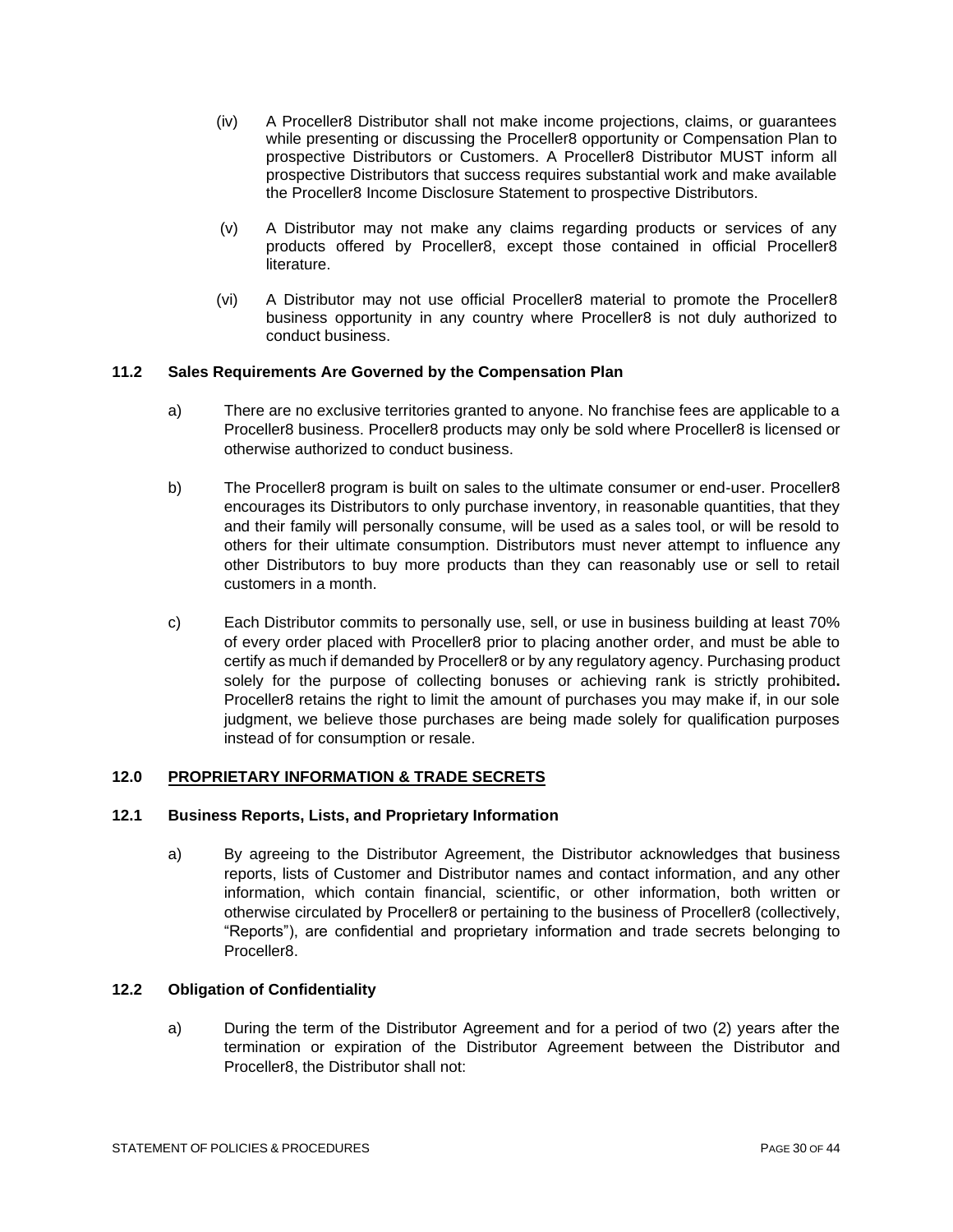(iv) A Proceller8 Distributor shall not make income projections, claims, or guarantees while presenting or discussing the Proceller8 opportunity or Compensation Plan to prospective Distributors or Customers. A Proceller8 Distributor MUST inform all prospective Distributors that success requires substantial work and make available the Proceller8 Income Disclosure Statement to prospective Distributors.

(v) A Distributor may not make any claims regarding products or services of any products offered by Proceller8, except those contained in official Proceller8 literature.

(vi) A Distributor may not use official Proceller8 material to promote the Proceller8 business opportunity in any country where Proceller8 is not duly authorized to conduct business.

### 11.2 Sales Requirements Are Governed by the Compensation Plan

a) There are no exclusive territories granted to anyone. No franchise fees are applicable to a Proceller8 business. Proceller8 products may only be sold where Proceller8 is licensed or otherwise authorized to conduct business.

b) The Proceller8 program is built on sales to the ultimate consumer or end-user. Proceller8 encourages its Distributors to only purchase inventory, in reasonable quantities, that they and their family will personally consume, will be used as a sales tool, or will be resold to others for their ultimate consumption. Distributors must never attempt to influence any other Distributors to buy more products than they can reasonably use or sell to retail customers in a month.

c) Each Distributor commits to personally use, sell, or use in business building at least 70% of every order placed with Proceller8 prior to placing another order, and must be able to certify as much if demanded by Proceller8 or by any regulatory agency. Purchasing product solely for the purpose of collecting bonuses or achieving rank is strictly prohibited**.** Proceller8 retains the right to limit the amount of purchases you may make if, in our sole judgment, we believe those purchases are being made solely for qualification purposes instead of for consumption or resale.

## 12.0 PROPRIETARY INFORMATION & TRADE SECRETS

### 12.1 Business Reports, Lists, and Proprietary Information

a) By agreeing to the Distributor Agreement, the Distributor acknowledges that business reports, lists of Customer and Distributor names and contact information, and any other information, which contain financial, scientific, or other information, both written or otherwise circulated by Proceller8 or pertaining to the business of Proceller8 (collectively, "Reports"), are confidential and proprietary information and trade secrets belonging to Proceller8.

### 12.2 Obligation of Confidentiality

a) During the term of the Distributor Agreement and for a period of two (2) years after the termination or expiration of the Distributor Agreement between the Distributor and Proceller8, the Distributor shall not: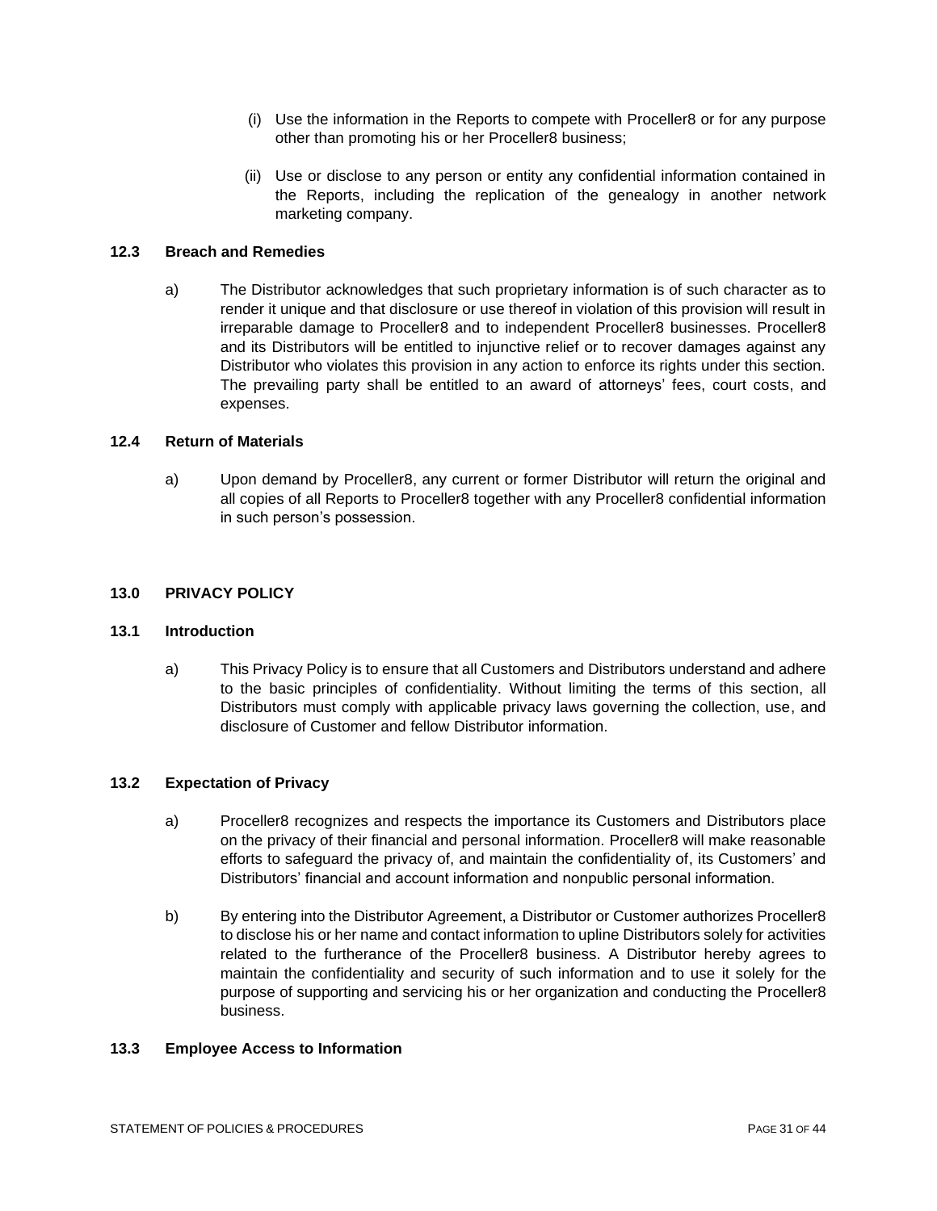(i) Use the information in the Reports to compete with Proceller8 or for any purpose other than promoting his or her Proceller8 business;

(ii) Use or disclose to any person or entity any confidential information contained in the Reports, including the replication of the genealogy in another network marketing company.

### 12.3 Breach and Remedies

a) The Distributor acknowledges that such proprietary information is of such character as to render it unique and that disclosure or use thereof in violation of this provision will result in irreparable damage to Proceller8 and to independent Proceller8 businesses. Proceller8 and its Distributors will be entitled to injunctive relief or to recover damages against any Distributor who violates this provision in any action to enforce its rights under this section. The prevailing party shall be entitled to an award of attorneys' fees, court costs, and expenses.

### 12.4 Return of Materials

a) Upon demand by Proceller8, any current or former Distributor will return the original and all copies of all Reports to Proceller8 together with any Proceller8 confidential information in such person's possession.

## 13.0 PRIVACY POLICY

### 13.1 Introduction

a) This Privacy Policy is to ensure that all Customers and Distributors understand and adhere to the basic principles of confidentiality. Without limiting the terms of this section, all Distributors must comply with applicable privacy laws governing the collection, use, and disclosure of Customer and fellow Distributor information.

### 13.2 Expectation of Privacy

a) Proceller8 recognizes and respects the importance its Customers and Distributors place on the privacy of their financial and personal information. Proceller8 will make reasonable efforts to safeguard the privacy of, and maintain the confidentiality of, its Customers' and Distributors' financial and account information and nonpublic personal information.

b) By entering into the Distributor Agreement, a Distributor or Customer authorizes Proceller8 to disclose his or her name and contact information to upline Distributors solely for activities related to the furtherance of the Proceller8 business. A Distributor hereby agrees to maintain the confidentiality and security of such information and to use it solely for the purpose of supporting and servicing his or her organization and conducting the Proceller8 business.

### 13.3 Employee Access to Information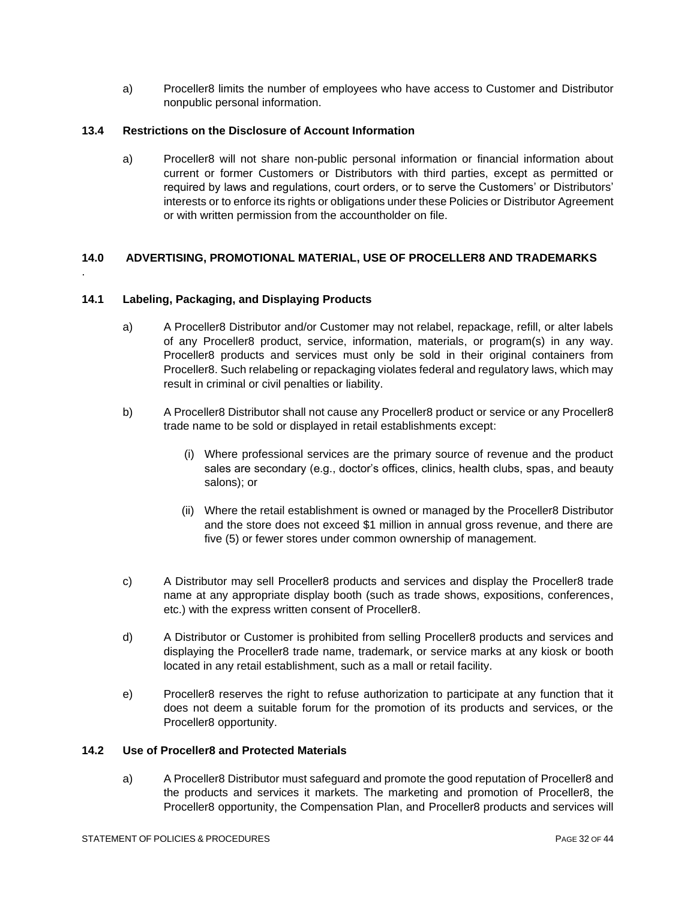a) Proceller8 limits the number of employees who have access to Customer and Distributor nonpublic personal information.

### 13.4 Restrictions on the Disclosure of Account Information

a) Proceller8 will not share non-public personal information or financial information about current or former Customers or Distributors with third parties, except as permitted or required by laws and regulations, court orders, or to serve the Customers' or Distributors' interests or to enforce its rights or obligations under these Policies or Distributor Agreement or with written permission from the accountholder on file.

## 14.0 ADVERTISING, PROMOTIONAL MATERIAL, USE OF PROCELLER8 AND TRADEMARKS

.

### 14.1 Labeling, Packaging, and Displaying Products

a) A Proceller8 Distributor and/or Customer may not relabel, repackage, refill, or alter labels of any Proceller8 product, service, information, materials, or program(s) in any way. Proceller8 products and services must only be sold in their original containers from Proceller8. Such relabeling or repackaging violates federal and regulatory laws, which may result in criminal or civil penalties or liability.

b) A Proceller8 Distributor shall not cause any Proceller8 product or service or any Proceller8 trade name to be sold or displayed in retail establishments except:

(i) Where professional services are the primary source of revenue and the product sales are secondary (e.g., doctor's offices, clinics, health clubs, spas, and beauty salons); or

(ii) Where the retail establishment is owned or managed by the Proceller8 Distributor and the store does not exceed $1 million in annual gross revenue, and there are five (5) or fewer stores under common ownership of management.

c) A Distributor may sell Proceller8 products and services and display the Proceller8 trade name at any appropriate display booth (such as trade shows, expositions, conferences, etc.) with the express written consent of Proceller8.

d) A Distributor or Customer is prohibited from selling Proceller8 products and services and displaying the Proceller8 trade name, trademark, or service marks at any kiosk or booth located in any retail establishment, such as a mall or retail facility.

e) Proceller8 reserves the right to refuse authorization to participate at any function that it does not deem a suitable forum for the promotion of its products and services, or the Proceller8 opportunity.

### 14.2 Use of Proceller8 and Protected Materials

a) A Proceller8 Distributor must safeguard and promote the good reputation of Proceller8 and the products and services it markets. The marketing and promotion of Proceller8, the Proceller8 opportunity, the Compensation Plan, and Proceller8 products and services will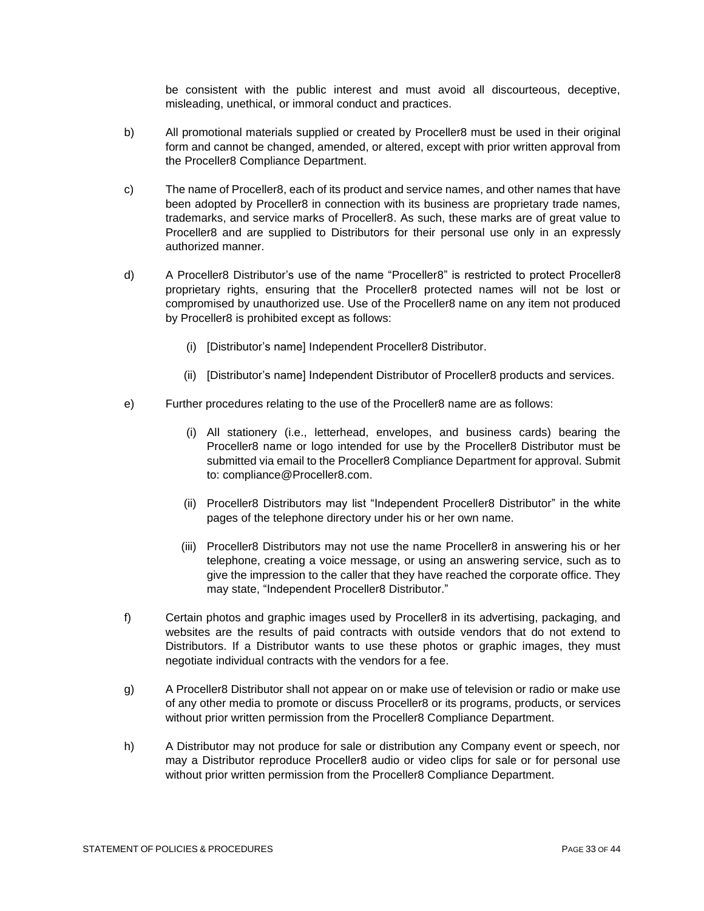be consistent with the public interest and must avoid all discourteous, deceptive, misleading, unethical, or immoral conduct and practices.

b) All promotional materials supplied or created by Proceller8 must be used in their original form and cannot be changed, amended, or altered, except with prior written approval from the Proceller8 Compliance Department.

c) The name of Proceller8, each of its product and service names, and other names that have been adopted by Proceller8 in connection with its business are proprietary trade names, trademarks, and service marks of Proceller8. As such, these marks are of great value to Proceller8 and are supplied to Distributors for their personal use only in an expressly authorized manner.

d) A Proceller8 Distributor's use of the name "Proceller8" is restricted to protect Proceller8 proprietary rights, ensuring that the Proceller8 protected names will not be lost or compromised by unauthorized use. Use of the Proceller8 name on any item not produced by Proceller8 is prohibited except as follows:

   (i) [Distributor's name] Independent Proceller8 Distributor.

   (ii) [Distributor's name] Independent Distributor of Proceller8 products and services.

e) Further procedures relating to the use of the Proceller8 name are as follows:

   (i) All stationery (i.e., letterhead, envelopes, and business cards) bearing the Proceller8 name or logo intended for use by the Proceller8 Distributor must be submitted via email to the Proceller8 Compliance Department for approval. Submit to: compliance@Proceller8.com.

   (ii) Proceller8 Distributors may list "Independent Proceller8 Distributor" in the white pages of the telephone directory under his or her own name.

   (iii) Proceller8 Distributors may not use the name Proceller8 in answering his or her telephone, creating a voice message, or using an answering service, such as to give the impression to the caller that they have reached the corporate office. They may state, "Independent Proceller8 Distributor."

f) Certain photos and graphic images used by Proceller8 in its advertising, packaging, and websites are the results of paid contracts with outside vendors that do not extend to Distributors. If a Distributor wants to use these photos or graphic images, they must negotiate individual contracts with the vendors for a fee.

g) A Proceller8 Distributor shall not appear on or make use of television or radio or make use of any other media to promote or discuss Proceller8 or its programs, products, or services without prior written permission from the Proceller8 Compliance Department.

h) A Distributor may not produce for sale or distribution any Company event or speech, nor may a Distributor reproduce Proceller8 audio or video clips for sale or for personal use without prior written permission from the Proceller8 Compliance Department.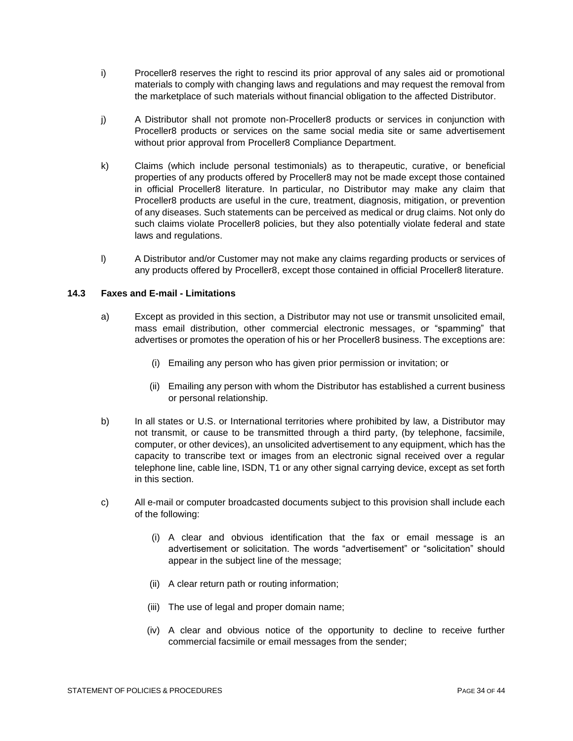i) Proceller8 reserves the right to rescind its prior approval of any sales aid or promotional materials to comply with changing laws and regulations and may request the removal from the marketplace of such materials without financial obligation to the affected Distributor.

j) A Distributor shall not promote non-Proceller8 products or services in conjunction with Proceller8 products or services on the same social media site or same advertisement without prior approval from Proceller8 Compliance Department.

k) Claims (which include personal testimonials) as to therapeutic, curative, or beneficial properties of any products offered by Proceller8 may not be made except those contained in official Proceller8 literature. In particular, no Distributor may make any claim that Proceller8 products are useful in the cure, treatment, diagnosis, mitigation, or prevention of any diseases. Such statements can be perceived as medical or drug claims. Not only do such claims violate Proceller8 policies, but they also potentially violate federal and state laws and regulations.

l) A Distributor and/or Customer may not make any claims regarding products or services of any products offered by Proceller8, except those contained in official Proceller8 literature.

### 14.3 Faxes and E-mail - Limitations

a) Except as provided in this section, a Distributor may not use or transmit unsolicited email, mass email distribution, other commercial electronic messages, or "spamming" that advertises or promotes the operation of his or her Proceller8 business. The exceptions are:

   (i) Emailing any person who has given prior permission or invitation; or

   (ii) Emailing any person with whom the Distributor has established a current business or personal relationship.

b) In all states or U.S. or International territories where prohibited by law, a Distributor may not transmit, or cause to be transmitted through a third party, (by telephone, facsimile, computer, or other devices), an unsolicited advertisement to any equipment, which has the capacity to transcribe text or images from an electronic signal received over a regular telephone line, cable line, ISDN, T1 or any other signal carrying device, except as set forth in this section.

c) All e-mail or computer broadcasted documents subject to this provision shall include each of the following:

   (i) A clear and obvious identification that the fax or email message is an advertisement or solicitation. The words "advertisement" or "solicitation" should appear in the subject line of the message;

   (ii) A clear return path or routing information;

   (iii) The use of legal and proper domain name;

   (iv) A clear and obvious notice of the opportunity to decline to receive further commercial facsimile or email messages from the sender;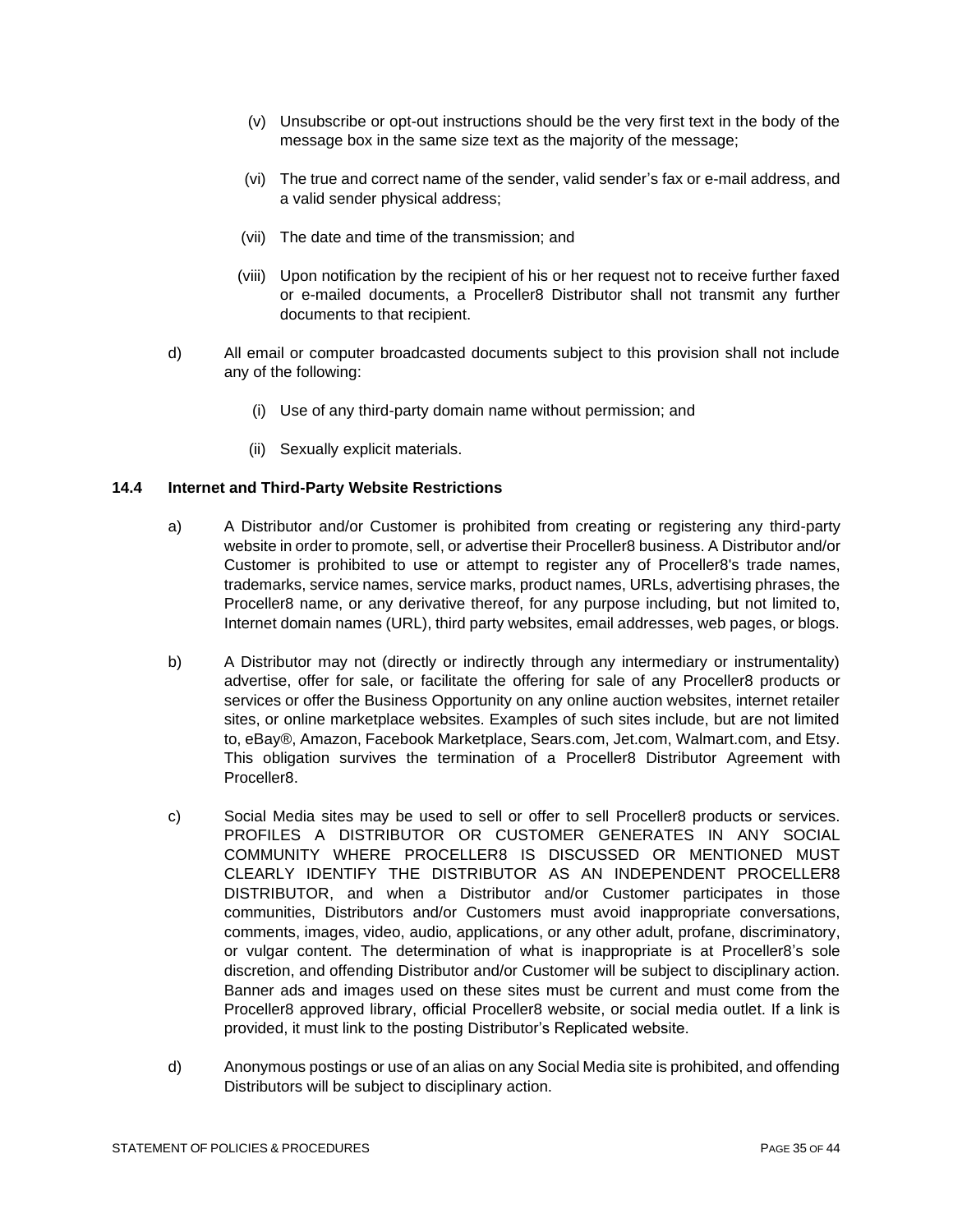(v) Unsubscribe or opt-out instructions should be the very first text in the body of the message box in the same size text as the majority of the message;

(vi) The true and correct name of the sender, valid sender's fax or e-mail address, and a valid sender physical address;

(vii) The date and time of the transmission; and

(viii) Upon notification by the recipient of his or her request not to receive further faxed or e-mailed documents, a Proceller8 Distributor shall not transmit any further documents to that recipient.

d) All email or computer broadcasted documents subject to this provision shall not include any of the following:

(i) Use of any third-party domain name without permission; and

(ii) Sexually explicit materials.

### 14.4 Internet and Third-Party Website Restrictions

a) A Distributor and/or Customer is prohibited from creating or registering any third-party website in order to promote, sell, or advertise their Proceller8 business. A Distributor and/or Customer is prohibited to use or attempt to register any of Proceller8's trade names, trademarks, service names, service marks, product names, URLs, advertising phrases, the Proceller8 name, or any derivative thereof, for any purpose including, but not limited to, Internet domain names (URL), third party websites, email addresses, web pages, or blogs.

b) A Distributor may not (directly or indirectly through any intermediary or instrumentality) advertise, offer for sale, or facilitate the offering for sale of any Proceller8 products or services or offer the Business Opportunity on any online auction websites, internet retailer sites, or online marketplace websites. Examples of such sites include, but are not limited to, eBay®, Amazon, Facebook Marketplace, Sears.com, Jet.com, Walmart.com, and Etsy. This obligation survives the termination of a Proceller8 Distributor Agreement with Proceller8.

c) Social Media sites may be used to sell or offer to sell Proceller8 products or services. PROFILES A DISTRIBUTOR OR CUSTOMER GENERATES IN ANY SOCIAL COMMUNITY WHERE PROCELLER8 IS DISCUSSED OR MENTIONED MUST CLEARLY IDENTIFY THE DISTRIBUTOR AS AN INDEPENDENT PROCELLER8 DISTRIBUTOR, and when a Distributor and/or Customer participates in those communities, Distributors and/or Customers must avoid inappropriate conversations, comments, images, video, audio, applications, or any other adult, profane, discriminatory, or vulgar content. The determination of what is inappropriate is at Proceller8's sole discretion, and offending Distributor and/or Customer will be subject to disciplinary action. Banner ads and images used on these sites must be current and must come from the Proceller8 approved library, official Proceller8 website, or social media outlet. If a link is provided, it must link to the posting Distributor's Replicated website.

d) Anonymous postings or use of an alias on any Social Media site is prohibited, and offending Distributors will be subject to disciplinary action.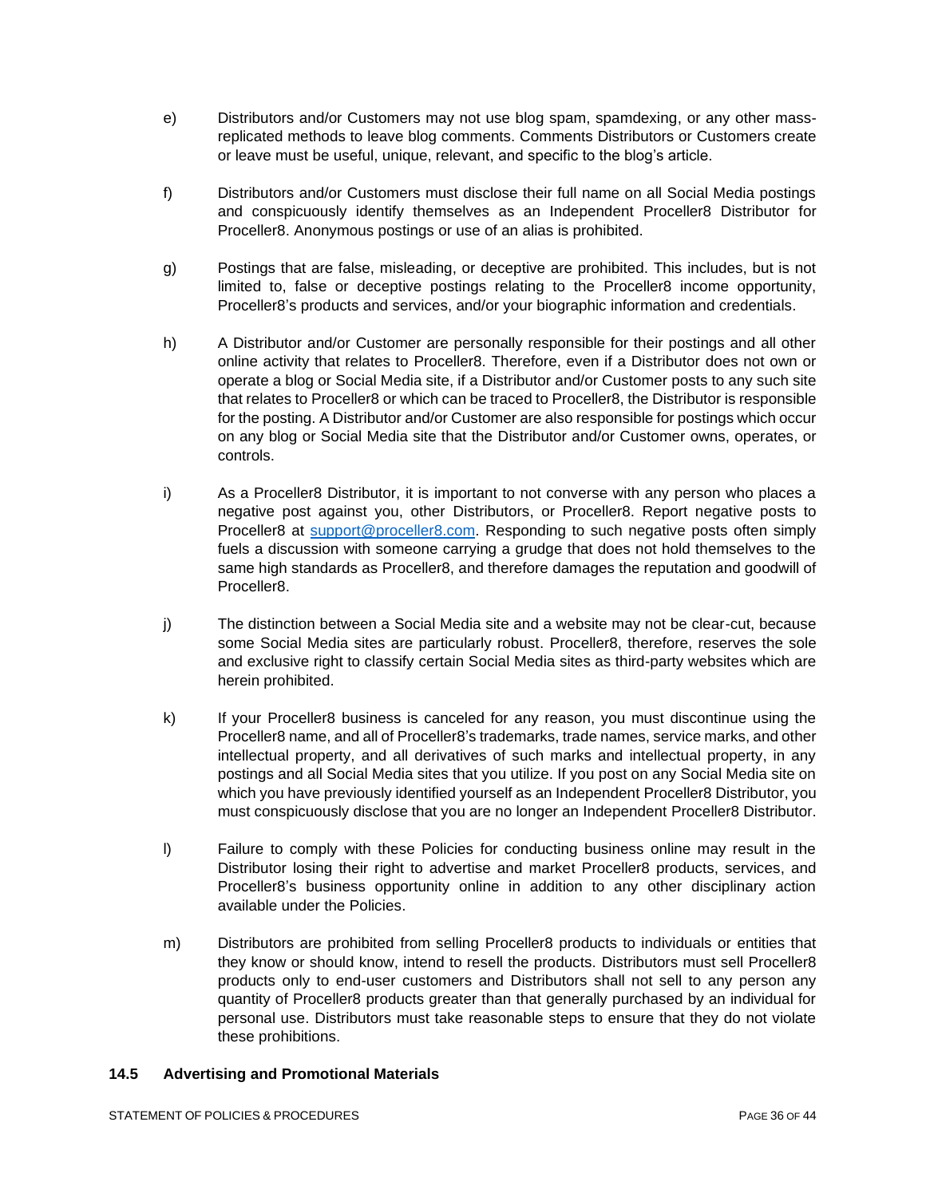e) Distributors and/or Customers may not use blog spam, spamdexing, or any other mass-replicated methods to leave blog comments. Comments Distributors or Customers create or leave must be useful, unique, relevant, and specific to the blog's article.

f) Distributors and/or Customers must disclose their full name on all Social Media postings and conspicuously identify themselves as an Independent Proceller8 Distributor for Proceller8. Anonymous postings or use of an alias is prohibited.

g) Postings that are false, misleading, or deceptive are prohibited. This includes, but is not limited to, false or deceptive postings relating to the Proceller8 income opportunity, Proceller8's products and services, and/or your biographic information and credentials.

h) A Distributor and/or Customer are personally responsible for their postings and all other online activity that relates to Proceller8. Therefore, even if a Distributor does not own or operate a blog or Social Media site, if a Distributor and/or Customer posts to any such site that relates to Proceller8 or which can be traced to Proceller8, the Distributor is responsible for the posting. A Distributor and/or Customer are also responsible for postings which occur on any blog or Social Media site that the Distributor and/or Customer owns, operates, or controls.

i) As a Proceller8 Distributor, it is important to not converse with any person who places a negative post against you, other Distributors, or Proceller8. Report negative posts to Proceller8 at support@proceller8.com. Responding to such negative posts often simply fuels a discussion with someone carrying a grudge that does not hold themselves to the same high standards as Proceller8, and therefore damages the reputation and goodwill of Proceller8.

j) The distinction between a Social Media site and a website may not be clear-cut, because some Social Media sites are particularly robust. Proceller8, therefore, reserves the sole and exclusive right to classify certain Social Media sites as third-party websites which are herein prohibited.

k) If your Proceller8 business is canceled for any reason, you must discontinue using the Proceller8 name, and all of Proceller8's trademarks, trade names, service marks, and other intellectual property, and all derivatives of such marks and intellectual property, in any postings and all Social Media sites that you utilize. If you post on any Social Media site on which you have previously identified yourself as an Independent Proceller8 Distributor, you must conspicuously disclose that you are no longer an Independent Proceller8 Distributor.

l) Failure to comply with these Policies for conducting business online may result in the Distributor losing their right to advertise and market Proceller8 products, services, and Proceller8's business opportunity online in addition to any other disciplinary action available under the Policies.

m) Distributors are prohibited from selling Proceller8 products to individuals or entities that they know or should know, intend to resell the products. Distributors must sell Proceller8 products only to end-user customers and Distributors shall not sell to any person any quantity of Proceller8 products greater than that generally purchased by an individual for personal use. Distributors must take reasonable steps to ensure that they do not violate these prohibitions.

### 14.5 Advertising and Promotional Materials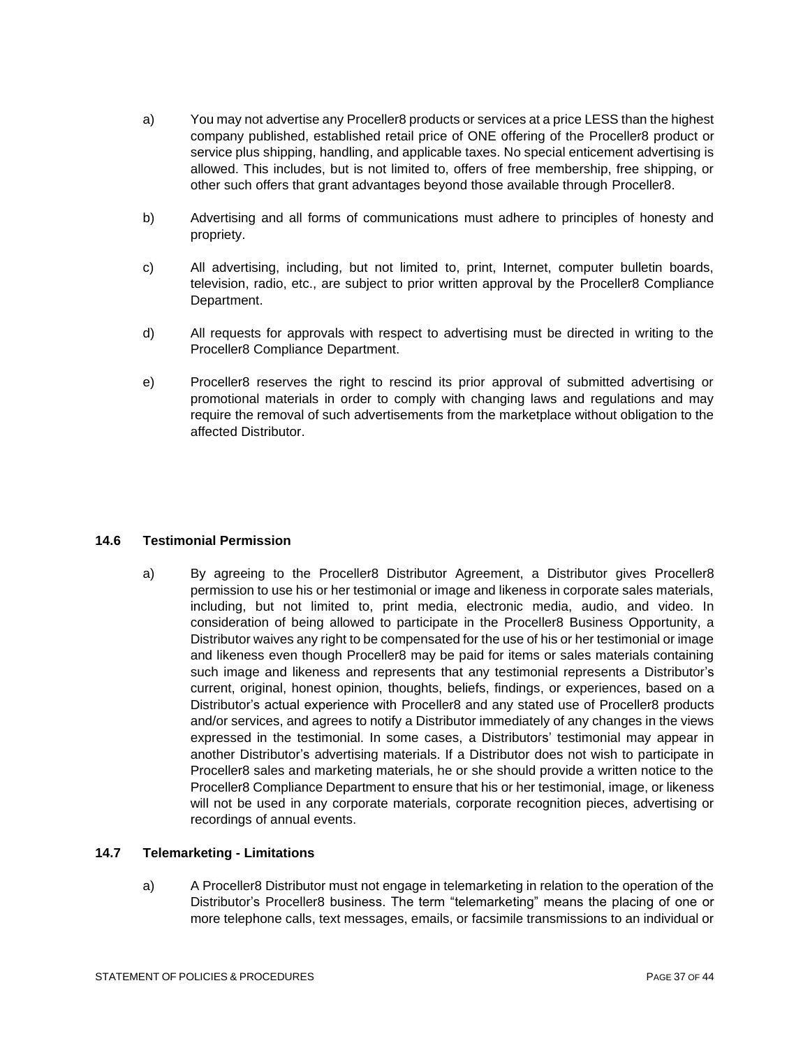a) You may not advertise any Proceller8 products or services at a price LESS than the highest company published, established retail price of ONE offering of the Proceller8 product or service plus shipping, handling, and applicable taxes. No special enticement advertising is allowed. This includes, but is not limited to, offers of free membership, free shipping, or other such offers that grant advantages beyond those available through Proceller8.

b) Advertising and all forms of communications must adhere to principles of honesty and propriety.

c) All advertising, including, but not limited to, print, Internet, computer bulletin boards, television, radio, etc., are subject to prior written approval by the Proceller8 Compliance Department.

d) All requests for approvals with respect to advertising must be directed in writing to the Proceller8 Compliance Department.

e) Proceller8 reserves the right to rescind its prior approval of submitted advertising or promotional materials in order to comply with changing laws and regulations and may require the removal of such advertisements from the marketplace without obligation to the affected Distributor.

### 14.6 Testimonial Permission

a) By agreeing to the Proceller8 Distributor Agreement, a Distributor gives Proceller8 permission to use his or her testimonial or image and likeness in corporate sales materials, including, but not limited to, print media, electronic media, audio, and video. In consideration of being allowed to participate in the Proceller8 Business Opportunity, a Distributor waives any right to be compensated for the use of his or her testimonial or image and likeness even though Proceller8 may be paid for items or sales materials containing such image and likeness and represents that any testimonial represents a Distributor's current, original, honest opinion, thoughts, beliefs, findings, or experiences, based on a Distributor's actual experience with Proceller8 and any stated use of Proceller8 products and/or services, and agrees to notify a Distributor immediately of any changes in the views expressed in the testimonial. In some cases, a Distributors' testimonial may appear in another Distributor's advertising materials. If a Distributor does not wish to participate in Proceller8 sales and marketing materials, he or she should provide a written notice to the Proceller8 Compliance Department to ensure that his or her testimonial, image, or likeness will not be used in any corporate materials, corporate recognition pieces, advertising or recordings of annual events.

### 14.7 Telemarketing - Limitations

a) A Proceller8 Distributor must not engage in telemarketing in relation to the operation of the Distributor's Proceller8 business. The term "telemarketing" means the placing of one or more telephone calls, text messages, emails, or facsimile transmissions to an individual or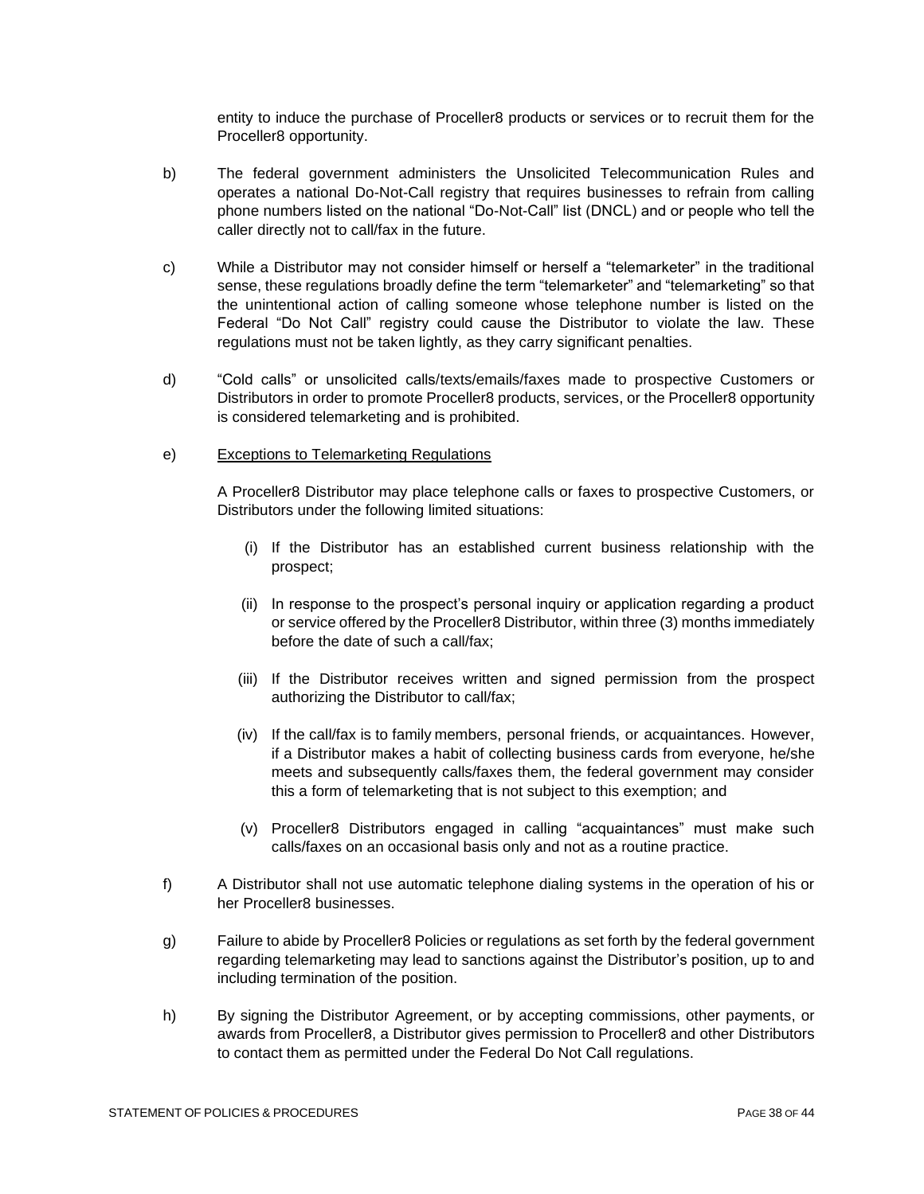entity to induce the purchase of Proceller8 products or services or to recruit them for the Proceller8 opportunity.

b) The federal government administers the Unsolicited Telecommunication Rules and operates a national Do-Not-Call registry that requires businesses to refrain from calling phone numbers listed on the national "Do-Not-Call" list (DNCL) and or people who tell the caller directly not to call/fax in the future.

c) While a Distributor may not consider himself or herself a "telemarketer" in the traditional sense, these regulations broadly define the term "telemarketer" and "telemarketing" so that the unintentional action of calling someone whose telephone number is listed on the Federal "Do Not Call" registry could cause the Distributor to violate the law. These regulations must not be taken lightly, as they carry significant penalties.

d) "Cold calls" or unsolicited calls/texts/emails/faxes made to prospective Customers or Distributors in order to promote Proceller8 products, services, or the Proceller8 opportunity is considered telemarketing and is prohibited.

e) <u>Exceptions to Telemarketing Regulations</u>

A Proceller8 Distributor may place telephone calls or faxes to prospective Customers, or Distributors under the following limited situations:

(i) If the Distributor has an established current business relationship with the prospect;

(ii) In response to the prospect's personal inquiry or application regarding a product or service offered by the Proceller8 Distributor, within three (3) months immediately before the date of such a call/fax;

(iii) If the Distributor receives written and signed permission from the prospect authorizing the Distributor to call/fax;

(iv) If the call/fax is to family members, personal friends, or acquaintances. However, if a Distributor makes a habit of collecting business cards from everyone, he/she meets and subsequently calls/faxes them, the federal government may consider this a form of telemarketing that is not subject to this exemption; and

(v) Proceller8 Distributors engaged in calling "acquaintances" must make such calls/faxes on an occasional basis only and not as a routine practice.

f) A Distributor shall not use automatic telephone dialing systems in the operation of his or her Proceller8 businesses.

g) Failure to abide by Proceller8 Policies or regulations as set forth by the federal government regarding telemarketing may lead to sanctions against the Distributor's position, up to and including termination of the position.

h) By signing the Distributor Agreement, or by accepting commissions, other payments, or awards from Proceller8, a Distributor gives permission to Proceller8 and other Distributors to contact them as permitted under the Federal Do Not Call regulations.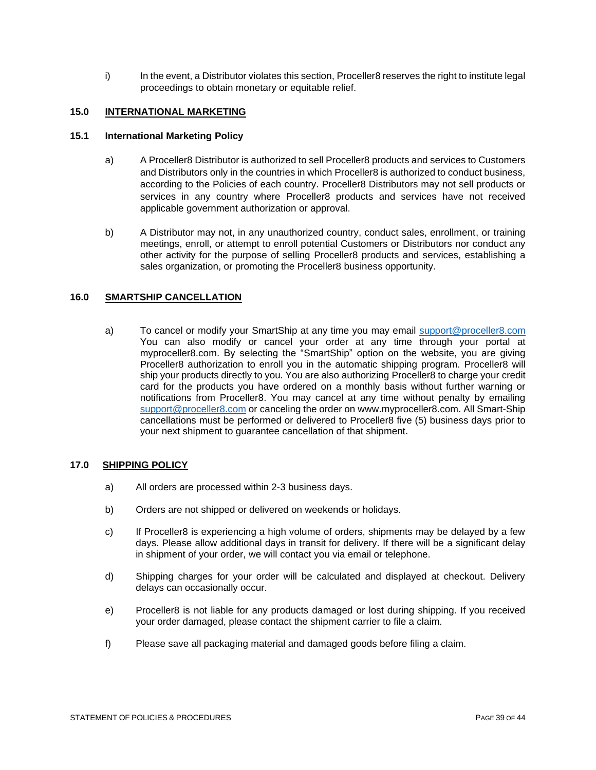i) In the event, a Distributor violates this section, Proceller8 reserves the right to institute legal proceedings to obtain monetary or equitable relief.

## 15.0 INTERNATIONAL MARKETING

### 15.1 International Marketing Policy

a) A Proceller8 Distributor is authorized to sell Proceller8 products and services to Customers and Distributors only in the countries in which Proceller8 is authorized to conduct business, according to the Policies of each country. Proceller8 Distributors may not sell products or services in any country where Proceller8 products and services have not received applicable government authorization or approval.

b) A Distributor may not, in any unauthorized country, conduct sales, enrollment, or training meetings, enroll, or attempt to enroll potential Customers or Distributors nor conduct any other activity for the purpose of selling Proceller8 products and services, establishing a sales organization, or promoting the Proceller8 business opportunity.

## 16.0 SMARTSHIP CANCELLATION

a) To cancel or modify your SmartShip at any time you may email support@proceller8.com You can also modify or cancel your order at any time through your portal at myproceller8.com. By selecting the "SmartShip" option on the website, you are giving Proceller8 authorization to enroll you in the automatic shipping program. Proceller8 will ship your products directly to you. You are also authorizing Proceller8 to charge your credit card for the products you have ordered on a monthly basis without further warning or notifications from Proceller8. You may cancel at any time without penalty by emailing support@proceller8.com or canceling the order on www.myproceller8.com. All Smart-Ship cancellations must be performed or delivered to Proceller8 five (5) business days prior to your next shipment to guarantee cancellation of that shipment.

## 17.0 SHIPPING POLICY

a) All orders are processed within 2-3 business days.

b) Orders are not shipped or delivered on weekends or holidays.

c) If Proceller8 is experiencing a high volume of orders, shipments may be delayed by a few days. Please allow additional days in transit for delivery. If there will be a significant delay in shipment of your order, we will contact you via email or telephone.

d) Shipping charges for your order will be calculated and displayed at checkout. Delivery delays can occasionally occur.

e) Proceller8 is not liable for any products damaged or lost during shipping. If you received your order damaged, please contact the shipment carrier to file a claim.

f) Please save all packaging material and damaged goods before filing a claim.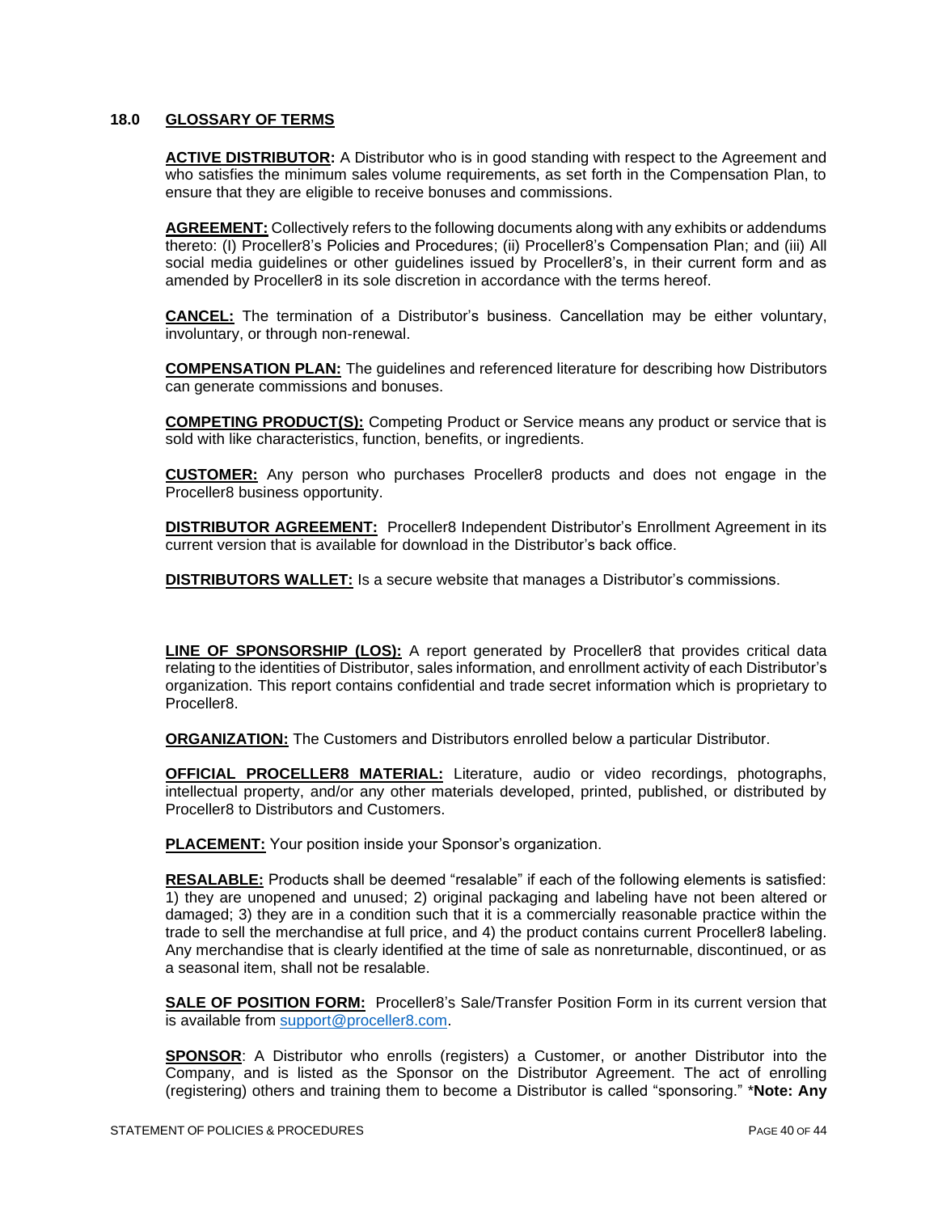## 18.0 GLOSSARY OF TERMS

**ACTIVE DISTRIBUTOR:** A Distributor who is in good standing with respect to the Agreement and who satisfies the minimum sales volume requirements, as set forth in the Compensation Plan, to ensure that they are eligible to receive bonuses and commissions.

**AGREEMENT:** Collectively refers to the following documents along with any exhibits or addendums thereto: (I) Proceller8's Policies and Procedures; (ii) Proceller8's Compensation Plan; and (iii) All social media guidelines or other guidelines issued by Proceller8's, in their current form and as amended by Proceller8 in its sole discretion in accordance with the terms hereof.

**CANCEL:** The termination of a Distributor's business. Cancellation may be either voluntary, involuntary, or through non-renewal.

**COMPENSATION PLAN:** The guidelines and referenced literature for describing how Distributors can generate commissions and bonuses.

**COMPETING PRODUCT(S):** Competing Product or Service means any product or service that is sold with like characteristics, function, benefits, or ingredients.

**CUSTOMER:** Any person who purchases Proceller8 products and does not engage in the Proceller8 business opportunity.

**DISTRIBUTOR AGREEMENT:** Proceller8 Independent Distributor's Enrollment Agreement in its current version that is available for download in the Distributor's back office.

**DISTRIBUTORS WALLET:** Is a secure website that manages a Distributor's commissions.

**LINE OF SPONSORSHIP (LOS):** A report generated by Proceller8 that provides critical data relating to the identities of Distributor, sales information, and enrollment activity of each Distributor's organization. This report contains confidential and trade secret information which is proprietary to Proceller8.

**ORGANIZATION:** The Customers and Distributors enrolled below a particular Distributor.

**OFFICIAL PROCELLER8 MATERIAL:** Literature, audio or video recordings, photographs, intellectual property, and/or any other materials developed, printed, published, or distributed by Proceller8 to Distributors and Customers.

**PLACEMENT:** Your position inside your Sponsor's organization.

**RESALABLE:** Products shall be deemed "resalable" if each of the following elements is satisfied: 1) they are unopened and unused; 2) original packaging and labeling have not been altered or damaged; 3) they are in a condition such that it is a commercially reasonable practice within the trade to sell the merchandise at full price, and 4) the product contains current Proceller8 labeling. Any merchandise that is clearly identified at the time of sale as nonreturnable, discontinued, or as a seasonal item, shall not be resalable.

**SALE OF POSITION FORM:** Proceller8's Sale/Transfer Position Form in its current version that is available from support@proceller8.com.

**SPONSOR**: A Distributor who enrolls (registers) a Customer, or another Distributor into the Company, and is listed as the Sponsor on the Distributor Agreement. The act of enrolling (registering) others and training them to become a Distributor is called "sponsoring." ***Note: Any**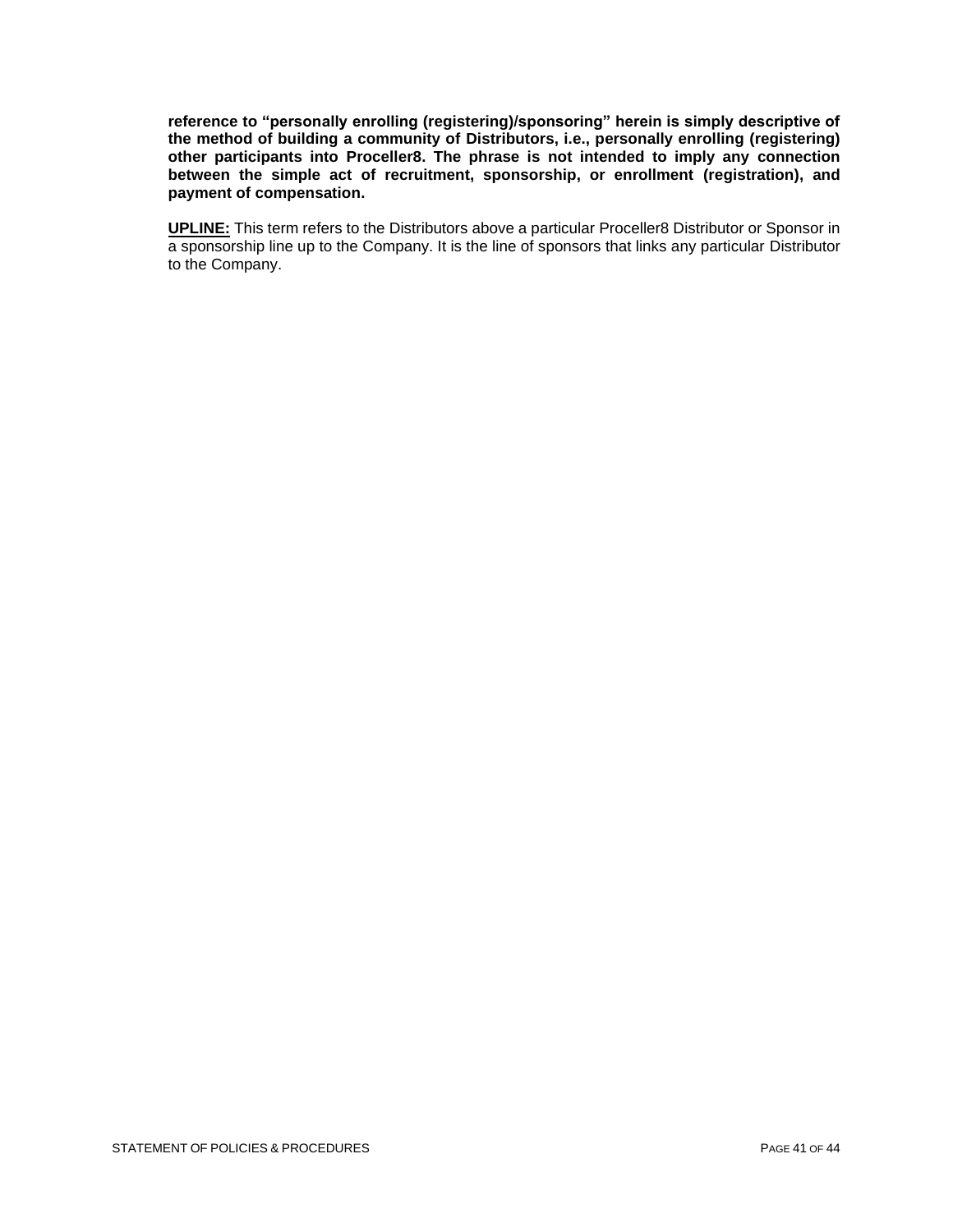**reference to "personally enrolling (registering)/sponsoring" herein is simply descriptive of the method of building a community of Distributors, i.e., personally enrolling (registering) other participants into Proceller8. The phrase is not intended to imply any connection between the simple act of recruitment, sponsorship, or enrollment (registration), and payment of compensation.**

**UPLINE:** This term refers to the Distributors above a particular Proceller8 Distributor or Sponsor in a sponsorship line up to the Company. It is the line of sponsors that links any particular Distributor to the Company.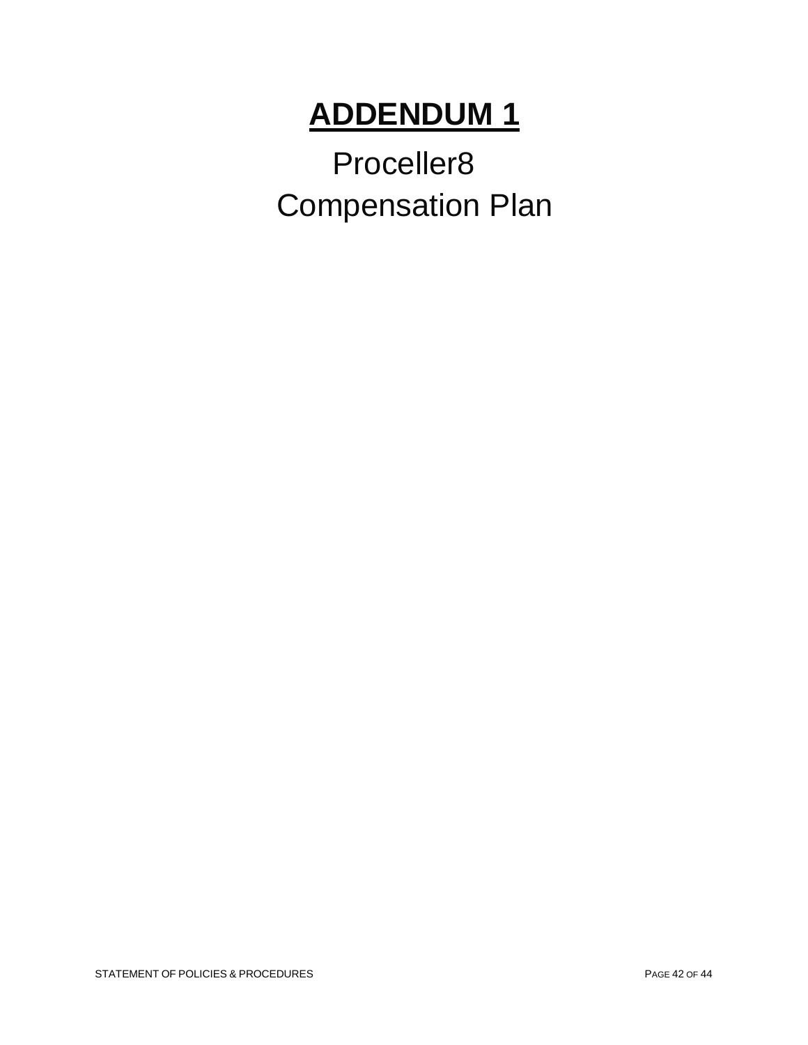# ADDENDUM 1

Proceller8

Compensation Plan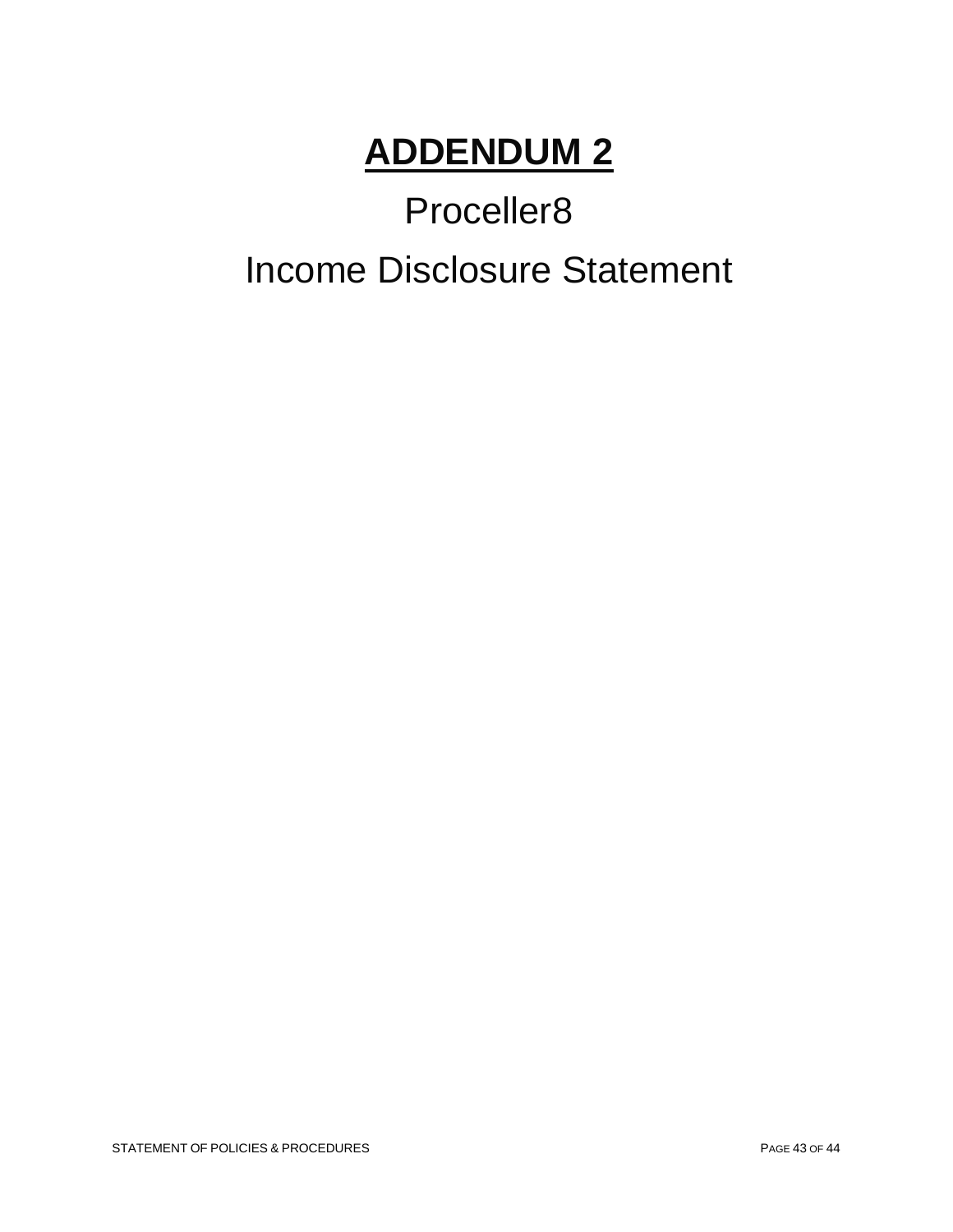# **ADDENDUM 2**

## Proceller8

## Income Disclosure Statement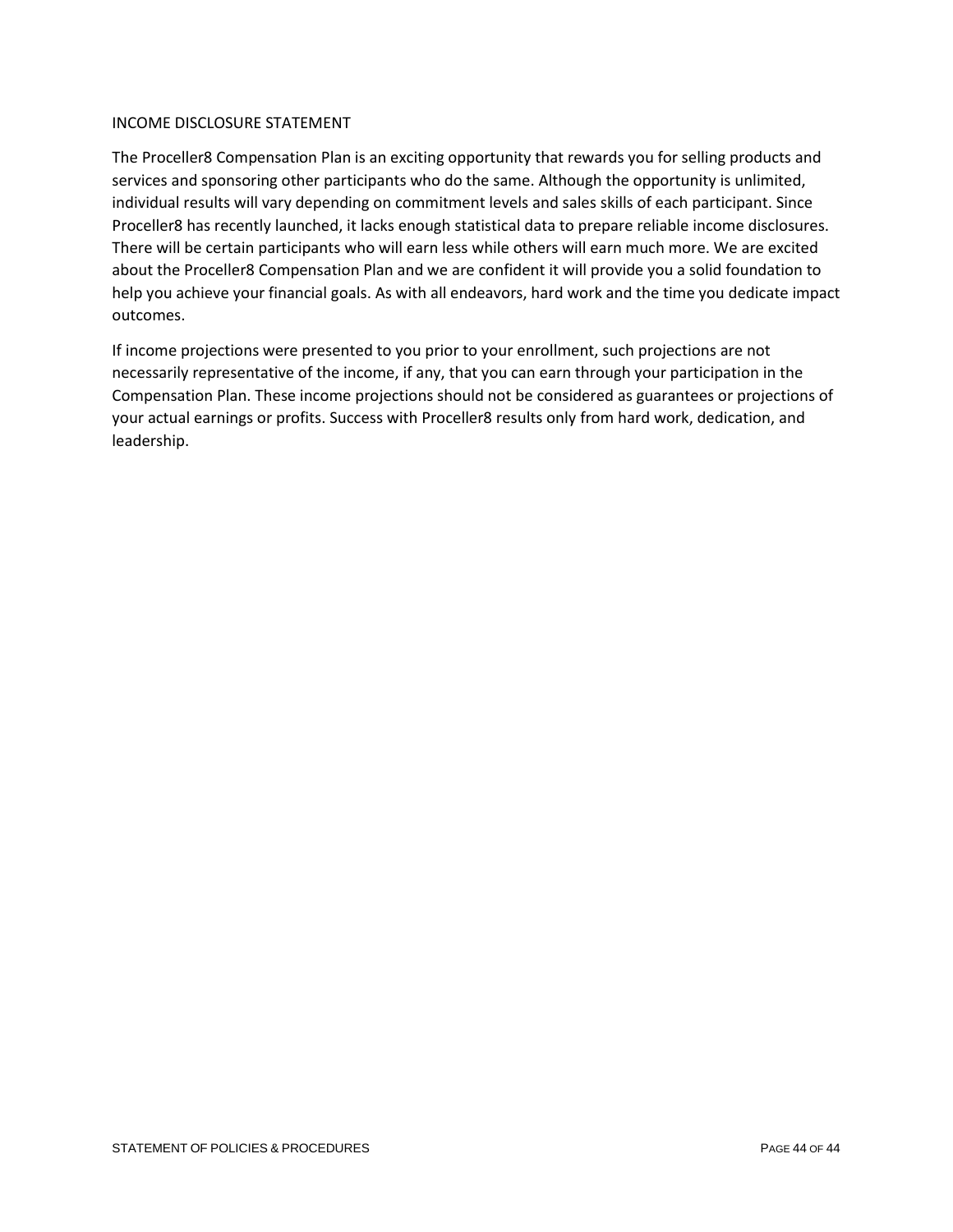## INCOME DISCLOSURE STATEMENT

The Proceller8 Compensation Plan is an exciting opportunity that rewards you for selling products and services and sponsoring other participants who do the same. Although the opportunity is unlimited, individual results will vary depending on commitment levels and sales skills of each participant. Since Proceller8 has recently launched, it lacks enough statistical data to prepare reliable income disclosures. There will be certain participants who will earn less while others will earn much more. We are excited about the Proceller8 Compensation Plan and we are confident it will provide you a solid foundation to help you achieve your financial goals. As with all endeavors, hard work and the time you dedicate impact outcomes.

If income projections were presented to you prior to your enrollment, such projections are not necessarily representative of the income, if any, that you can earn through your participation in the Compensation Plan. These income projections should not be considered as guarantees or projections of your actual earnings or profits. Success with Proceller8 results only from hard work, dedication, and leadership.